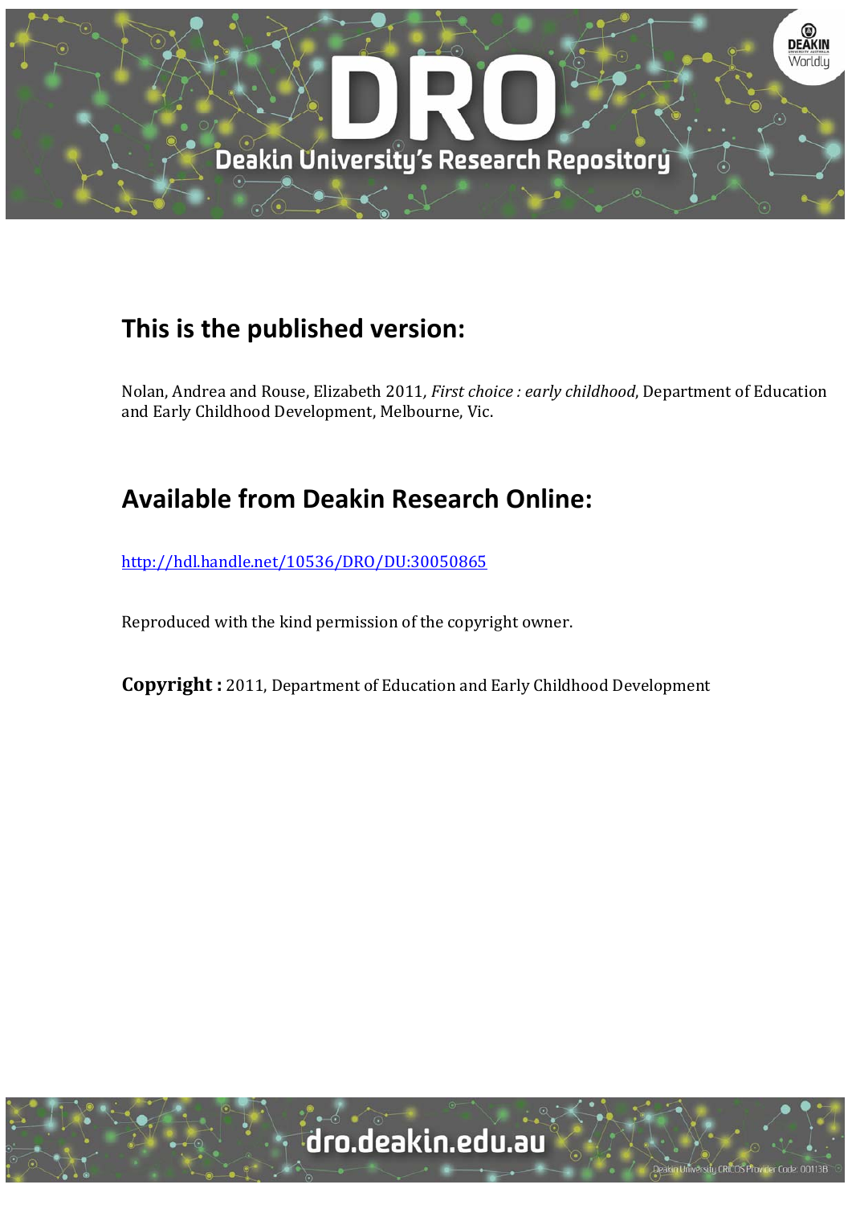## This is the published version:

Nolan, Andrea and Rouse, Elizabeth 2011, *First choice : early childhood*, Department of Education and Early Childhood Development, Melbourne, Vic.

## Available from Deakin Research Online:

http://hdl.handle.net/10536/DRO/DU:30050865

Reproduced with the kind permission of the copyright owner.

**Copyright :** 2011, Department of Education and Early Childhood Development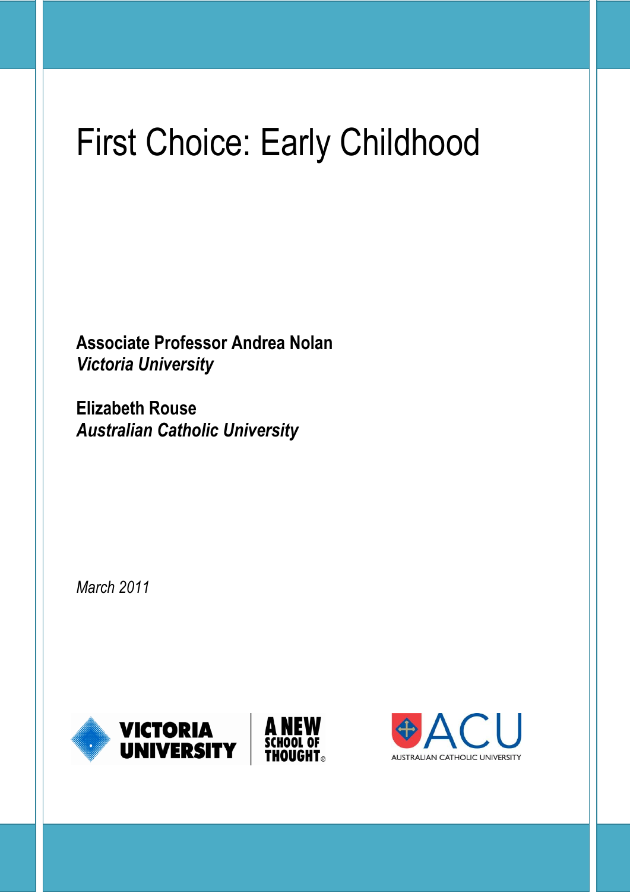# First Choice: Early Childhood

**Associate Professor Andrea Nolan**
***Victoria University***

**Elizabeth Rouse**
***Australian Catholic University***

*March 2011*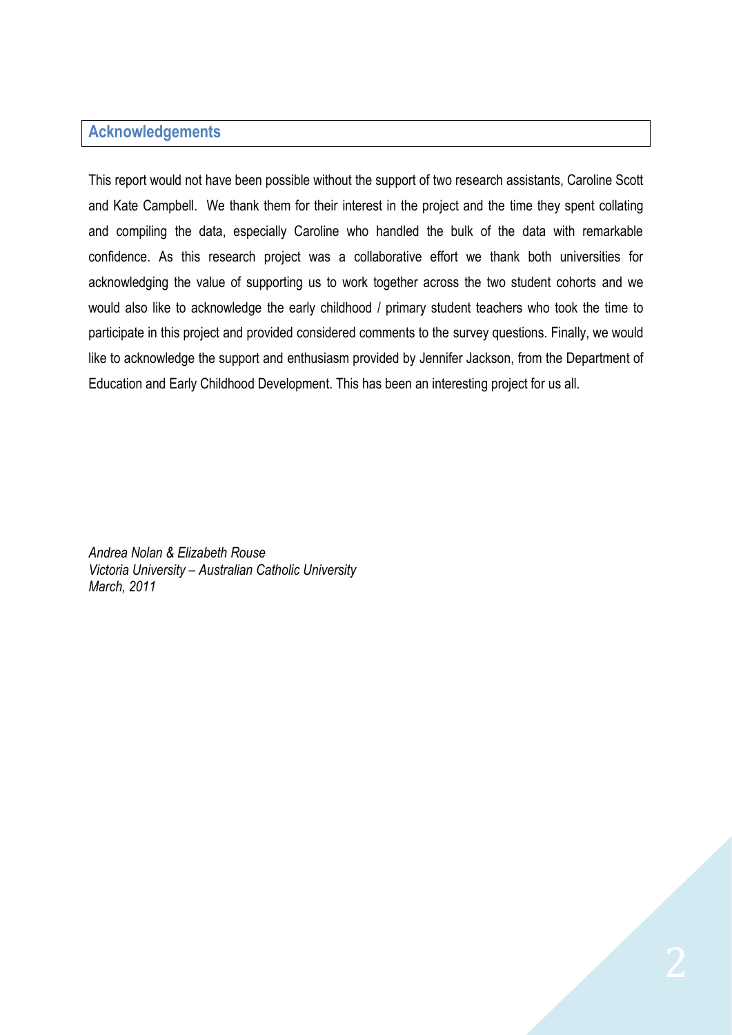## Acknowledgements

This report would not have been possible without the support of two research assistants, Caroline Scott and Kate Campbell. We thank them for their interest in the project and the time they spent collating and compiling the data, especially Caroline who handled the bulk of the data with remarkable confidence. As this research project was a collaborative effort we thank both universities for acknowledging the value of supporting us to work together across the two student cohorts and we would also like to acknowledge the early childhood / primary student teachers who took the time to participate in this project and provided considered comments to the survey questions. Finally, we would like to acknowledge the support and enthusiasm provided by Jennifer Jackson, from the Department of Education and Early Childhood Development. This has been an interesting project for us all.

*Andrea Nolan & Elizabeth Rouse*
*Victoria University – Australian Catholic University*
*March, 2011*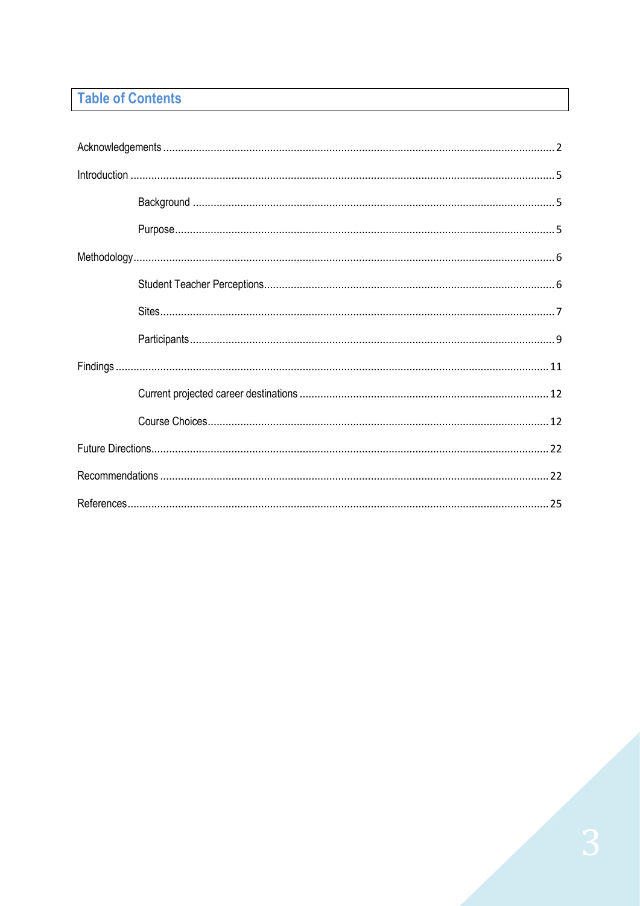# Table of Contents

Acknowledgements .......... 2

Introduction .......... 5

- Background .......... 5
- Purpose .......... 5

Methodology .......... 6

- Student Teacher Perceptions .......... 6
- Sites .......... 7
- Participants .......... 9

Findings .......... 11

- Current projected career destinations .......... 12
- Course Choices .......... 12

Future Directions .......... 22

Recommendations .......... 22

References .......... 25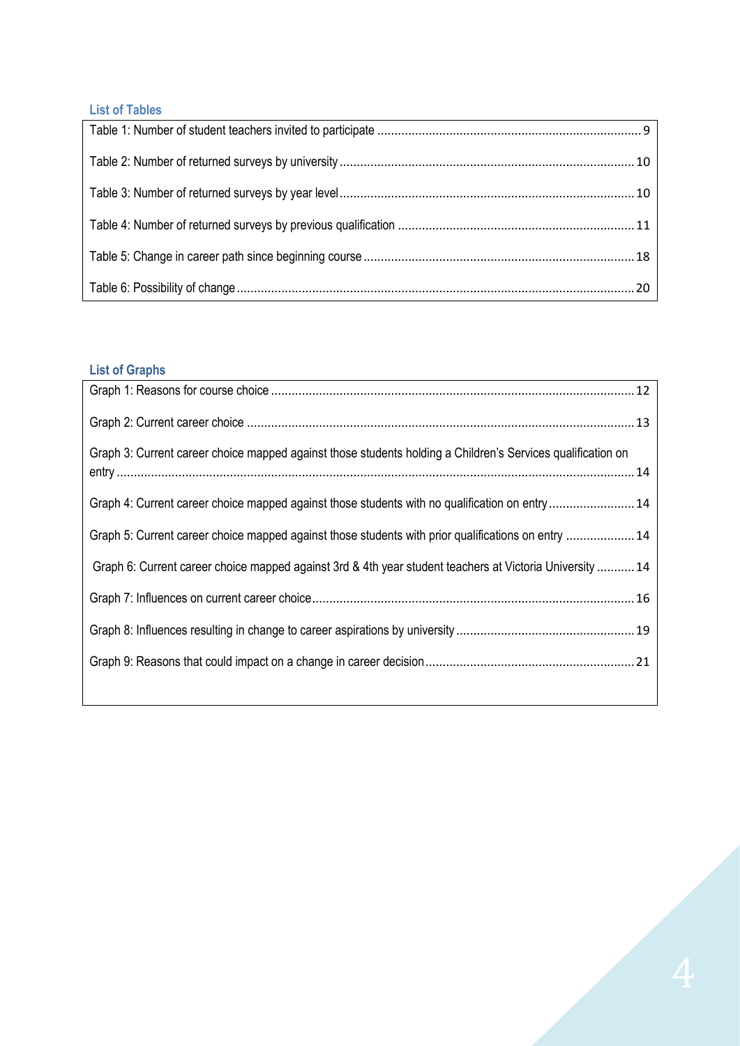## List of Tables

Table 1: Number of student teachers invited to participate ........................................................................... 9

Table 2: Number of returned surveys by university ..................................................................................... 10

Table 3: Number of returned surveys by year level ..................................................................................... 10

Table 4: Number of returned surveys by previous qualification ................................................................... 11

Table 5: Change in career path since beginning course .............................................................................. 18

Table 6: Possibility of change .................................................................................................................. 20

## List of Graphs

Graph 1: Reasons for course choice ......................................................................................................... 12

Graph 2: Current career choice ................................................................................................................ 13

Graph 3: Current career choice mapped against those students holding a Children's Services qualification on entry ..................................................................................................................................................... 14

Graph 4: Current career choice mapped against those students with no qualification on entry ........................ 14

Graph 5: Current career choice mapped against those students with prior qualifications on entry .................... 14

Graph 6: Current career choice mapped against 3rd & 4th year student teachers at Victoria University ........... 14

Graph 7: Influences on current career choice ............................................................................................. 16

Graph 8: Influences resulting in change to career aspirations by university ................................................... 19

Graph 9: Reasons that could impact on a change in career decision ............................................................ 21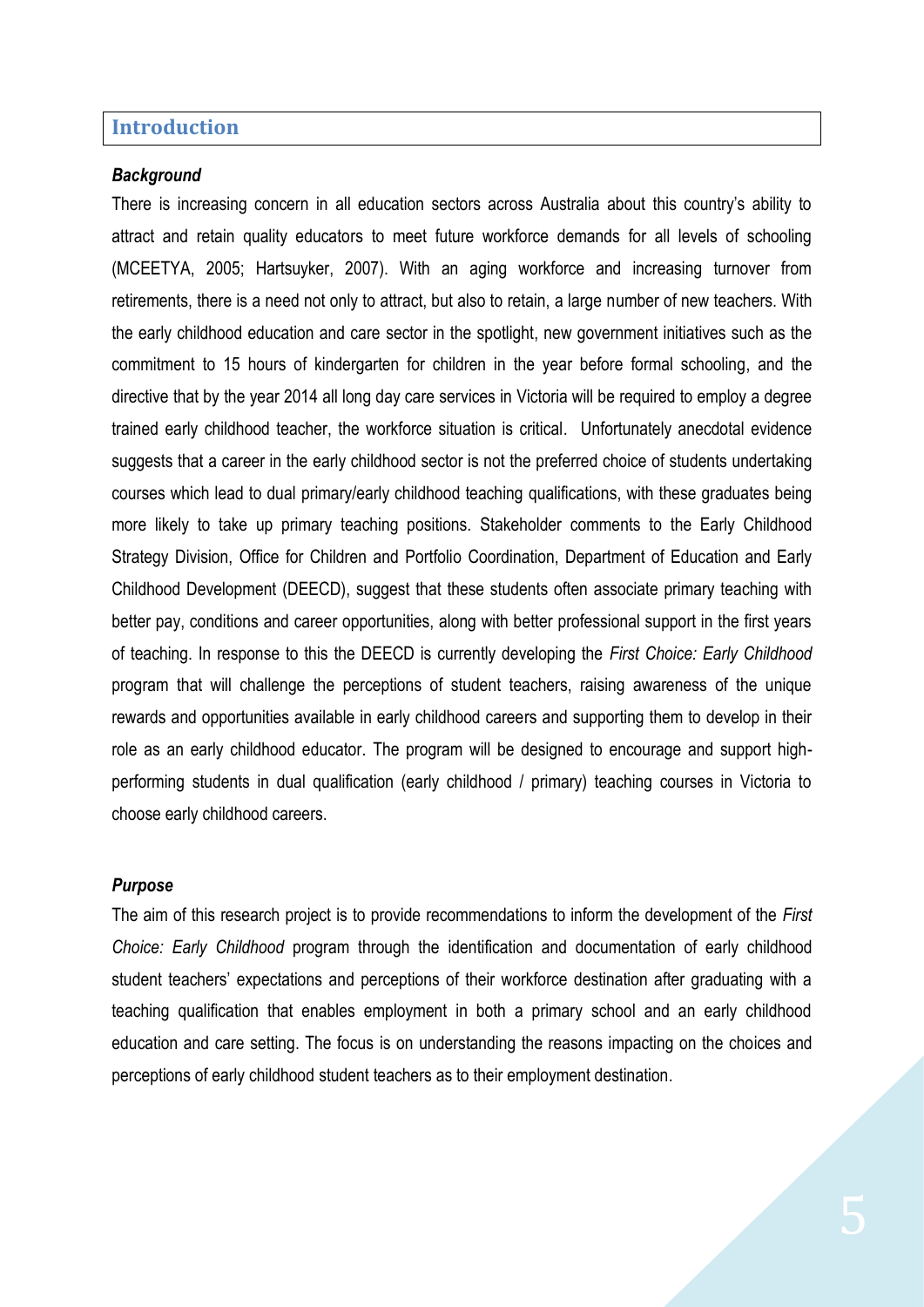## Introduction

### *Background*

There is increasing concern in all education sectors across Australia about this country's ability to attract and retain quality educators to meet future workforce demands for all levels of schooling (MCEETYA, 2005; Hartsuyker, 2007). With an aging workforce and increasing turnover from retirements, there is a need not only to attract, but also to retain, a large number of new teachers. With the early childhood education and care sector in the spotlight, new government initiatives such as the commitment to 15 hours of kindergarten for children in the year before formal schooling, and the directive that by the year 2014 all long day care services in Victoria will be required to employ a degree trained early childhood teacher, the workforce situation is critical. Unfortunately anecdotal evidence suggests that a career in the early childhood sector is not the preferred choice of students undertaking courses which lead to dual primary/early childhood teaching qualifications, with these graduates being more likely to take up primary teaching positions. Stakeholder comments to the Early Childhood Strategy Division, Office for Children and Portfolio Coordination, Department of Education and Early Childhood Development (DEECD), suggest that these students often associate primary teaching with better pay, conditions and career opportunities, along with better professional support in the first years of teaching. In response to this the DEECD is currently developing the *First Choice: Early Childhood* program that will challenge the perceptions of student teachers, raising awareness of the unique rewards and opportunities available in early childhood careers and supporting them to develop in their role as an early childhood educator. The program will be designed to encourage and support high-performing students in dual qualification (early childhood / primary) teaching courses in Victoria to choose early childhood careers.

### *Purpose*

The aim of this research project is to provide recommendations to inform the development of the *First Choice: Early Childhood* program through the identification and documentation of early childhood student teachers' expectations and perceptions of their workforce destination after graduating with a teaching qualification that enables employment in both a primary school and an early childhood education and care setting. The focus is on understanding the reasons impacting on the choices and perceptions of early childhood student teachers as to their employment destination.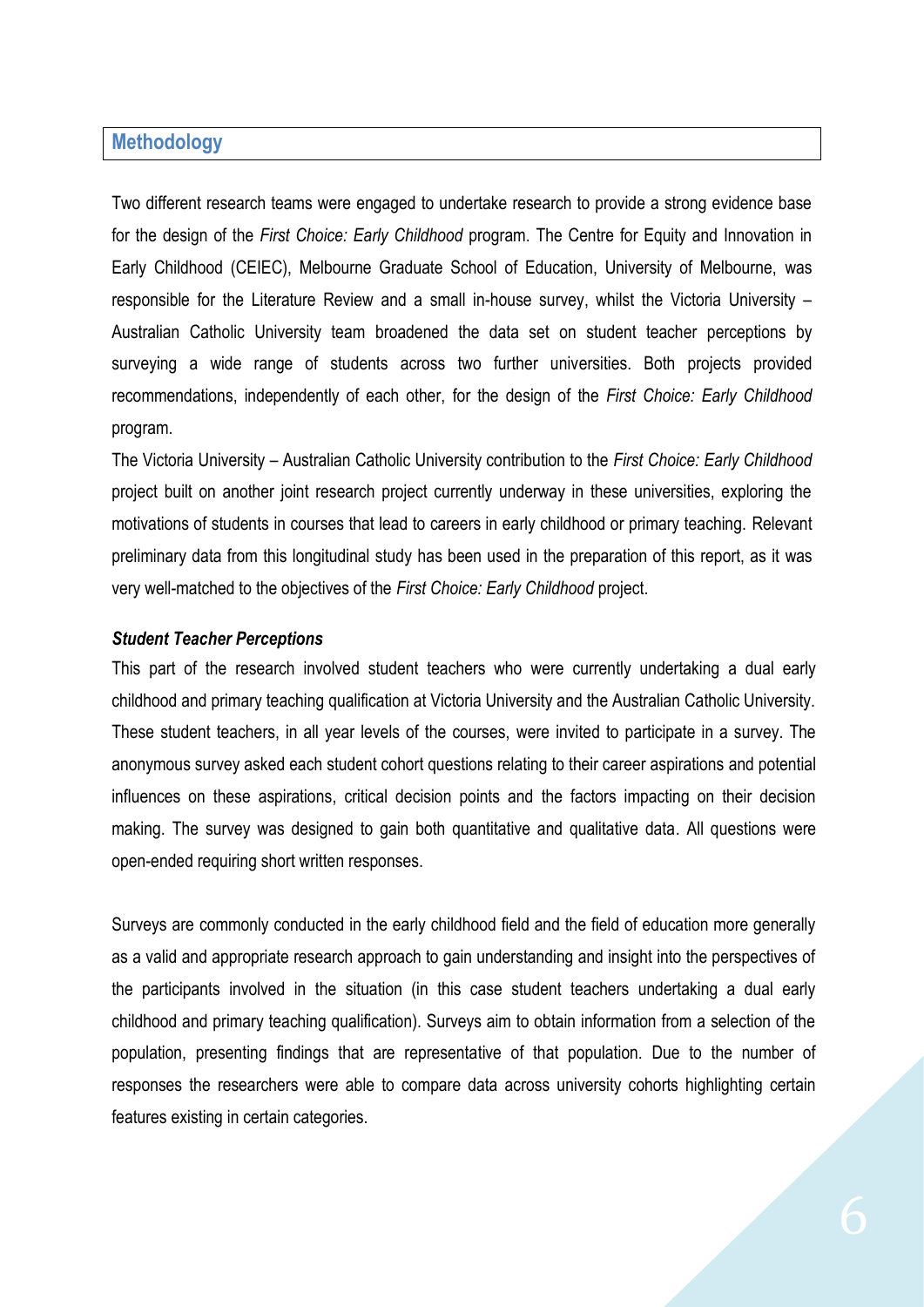## Methodology

Two different research teams were engaged to undertake research to provide a strong evidence base for the design of the *First Choice: Early Childhood* program. The Centre for Equity and Innovation in Early Childhood (CEIEC), Melbourne Graduate School of Education, University of Melbourne, was responsible for the Literature Review and a small in-house survey, whilst the Victoria University – Australian Catholic University team broadened the data set on student teacher perceptions by surveying a wide range of students across two further universities. Both projects provided recommendations, independently of each other, for the design of the *First Choice: Early Childhood* program.

The Victoria University – Australian Catholic University contribution to the *First Choice: Early Childhood* project built on another joint research project currently underway in these universities, exploring the motivations of students in courses that lead to careers in early childhood or primary teaching. Relevant preliminary data from this longitudinal study has been used in the preparation of this report, as it was very well-matched to the objectives of the *First Choice: Early Childhood* project.

***Student Teacher Perceptions***

This part of the research involved student teachers who were currently undertaking a dual early childhood and primary teaching qualification at Victoria University and the Australian Catholic University. These student teachers, in all year levels of the courses, were invited to participate in a survey. The anonymous survey asked each student cohort questions relating to their career aspirations and potential influences on these aspirations, critical decision points and the factors impacting on their decision making. The survey was designed to gain both quantitative and qualitative data. All questions were open-ended requiring short written responses.

Surveys are commonly conducted in the early childhood field and the field of education more generally as a valid and appropriate research approach to gain understanding and insight into the perspectives of the participants involved in the situation (in this case student teachers undertaking a dual early childhood and primary teaching qualification). Surveys aim to obtain information from a selection of the population, presenting findings that are representative of that population. Due to the number of responses the researchers were able to compare data across university cohorts highlighting certain features existing in certain categories.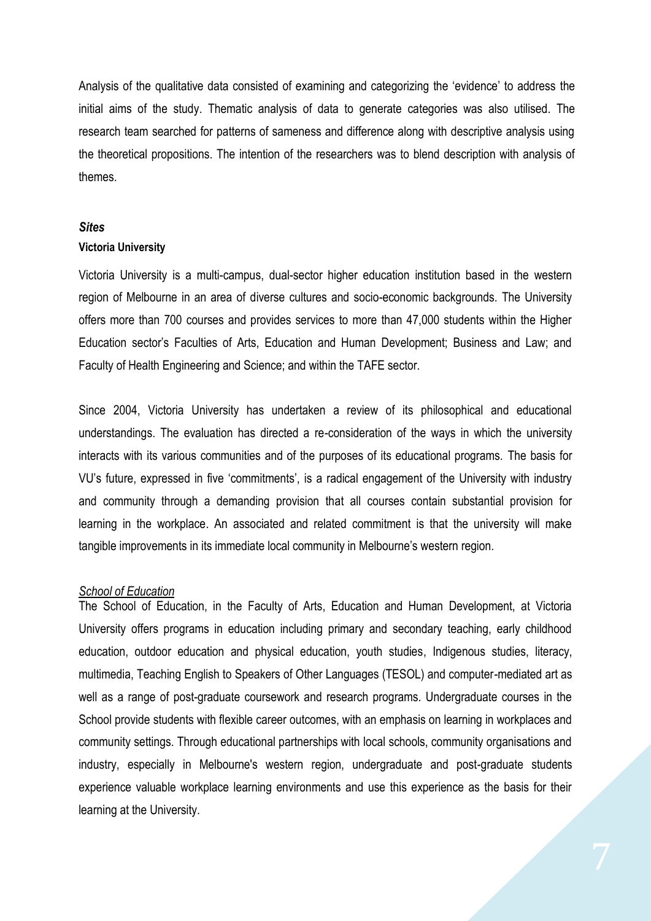Analysis of the qualitative data consisted of examining and categorizing the 'evidence' to address the initial aims of the study. Thematic analysis of data to generate categories was also utilised. The research team searched for patterns of sameness and difference along with descriptive analysis using the theoretical propositions. The intention of the researchers was to blend description with analysis of themes.

### *Sites*

#### **Victoria University**

Victoria University is a multi-campus, dual-sector higher education institution based in the western region of Melbourne in an area of diverse cultures and socio-economic backgrounds. The University offers more than 700 courses and provides services to more than 47,000 students within the Higher Education sector's Faculties of Arts, Education and Human Development; Business and Law; and Faculty of Health Engineering and Science; and within the TAFE sector.

Since 2004, Victoria University has undertaken a review of its philosophical and educational understandings. The evaluation has directed a re-consideration of the ways in which the university interacts with its various communities and of the purposes of its educational programs. The basis for VU's future, expressed in five 'commitments', is a radical engagement of the University with industry and community through a demanding provision that all courses contain substantial provision for learning in the workplace. An associated and related commitment is that the university will make tangible improvements in its immediate local community in Melbourne's western region.

##### *School of Education*

The School of Education, in the Faculty of Arts, Education and Human Development, at Victoria University offers programs in education including primary and secondary teaching, early childhood education, outdoor education and physical education, youth studies, Indigenous studies, literacy, multimedia, Teaching English to Speakers of Other Languages (TESOL) and computer-mediated art as well as a range of post-graduate coursework and research programs. Undergraduate courses in the School provide students with flexible career outcomes, with an emphasis on learning in workplaces and community settings. Through educational partnerships with local schools, community organisations and industry, especially in Melbourne's western region, undergraduate and post-graduate students experience valuable workplace learning environments and use this experience as the basis for their learning at the University.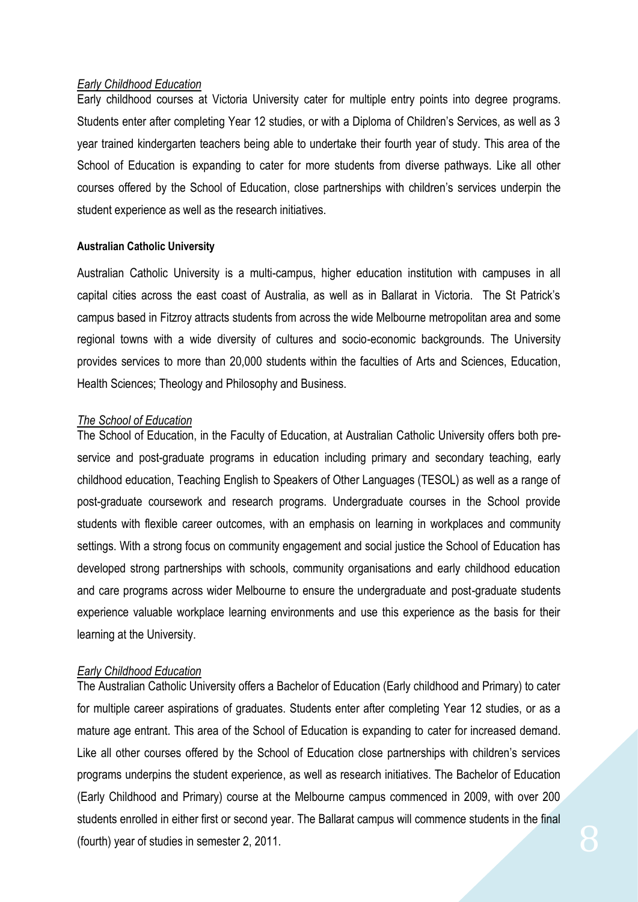*Early Childhood Education*

Early childhood courses at Victoria University cater for multiple entry points into degree programs. Students enter after completing Year 12 studies, or with a Diploma of Children's Services, as well as 3 year trained kindergarten teachers being able to undertake their fourth year of study. This area of the School of Education is expanding to cater for more students from diverse pathways. Like all other courses offered by the School of Education, close partnerships with children's services underpin the student experience as well as the research initiatives.

**Australian Catholic University**

Australian Catholic University is a multi-campus, higher education institution with campuses in all capital cities across the east coast of Australia, as well as in Ballarat in Victoria. The St Patrick's campus based in Fitzroy attracts students from across the wide Melbourne metropolitan area and some regional towns with a wide diversity of cultures and socio-economic backgrounds. The University provides services to more than 20,000 students within the faculties of Arts and Sciences, Education, Health Sciences; Theology and Philosophy and Business.

*The School of Education*

The School of Education, in the Faculty of Education, at Australian Catholic University offers both pre-service and post-graduate programs in education including primary and secondary teaching, early childhood education, Teaching English to Speakers of Other Languages (TESOL) as well as a range of post-graduate coursework and research programs. Undergraduate courses in the School provide students with flexible career outcomes, with an emphasis on learning in workplaces and community settings. With a strong focus on community engagement and social justice the School of Education has developed strong partnerships with schools, community organisations and early childhood education and care programs across wider Melbourne to ensure the undergraduate and post-graduate students experience valuable workplace learning environments and use this experience as the basis for their learning at the University.

*Early Childhood Education*

The Australian Catholic University offers a Bachelor of Education (Early childhood and Primary) to cater for multiple career aspirations of graduates. Students enter after completing Year 12 studies, or as a mature age entrant. This area of the School of Education is expanding to cater for increased demand. Like all other courses offered by the School of Education close partnerships with children's services programs underpins the student experience, as well as research initiatives. The Bachelor of Education (Early Childhood and Primary) course at the Melbourne campus commenced in 2009, with over 200 students enrolled in either first or second year. The Ballarat campus will commence students in the final (fourth) year of studies in semester 2, 2011.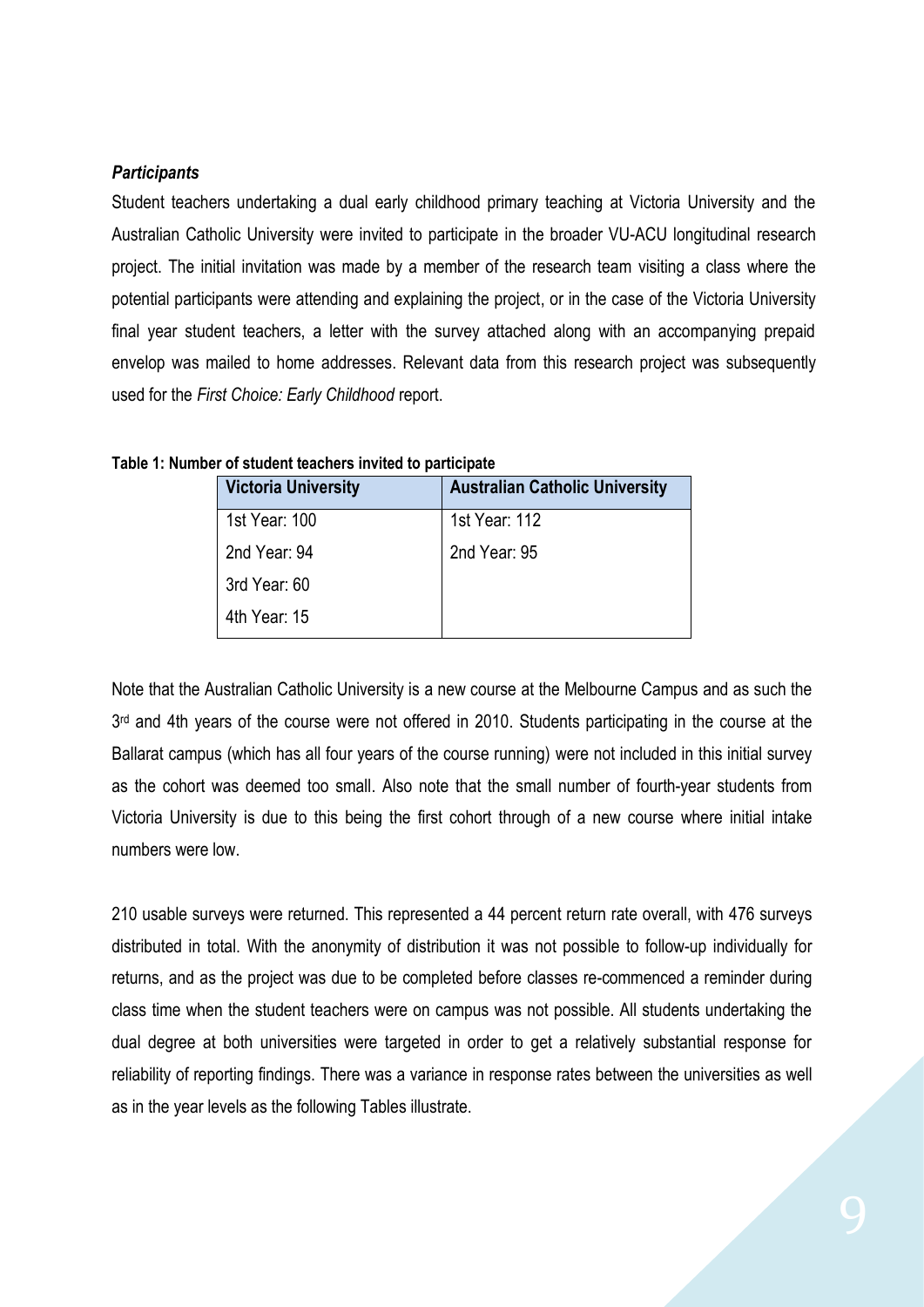***Participants***

Student teachers undertaking a dual early childhood primary teaching at Victoria University and the Australian Catholic University were invited to participate in the broader VU-ACU longitudinal research project. The initial invitation was made by a member of the research team visiting a class where the potential participants were attending and explaining the project, or in the case of the Victoria University final year student teachers, a letter with the survey attached along with an accompanying prepaid envelop was mailed to home addresses. Relevant data from this research project was subsequently used for the *First Choice: Early Childhood* report.

**Table 1: Number of student teachers invited to participate**

| Victoria University | Australian Catholic University |
|---|---|
| 1st Year: 100 | 1st Year: 112 |
| 2nd Year: 94 | 2nd Year: 95 |
| 3rd Year: 60 | |
| 4th Year: 15 | |

Note that the Australian Catholic University is a new course at the Melbourne Campus and as such the 3rd and 4th years of the course were not offered in 2010. Students participating in the course at the Ballarat campus (which has all four years of the course running) were not included in this initial survey as the cohort was deemed too small. Also note that the small number of fourth-year students from Victoria University is due to this being the first cohort through of a new course where initial intake numbers were low.

210 usable surveys were returned. This represented a 44 percent return rate overall, with 476 surveys distributed in total. With the anonymity of distribution it was not possible to follow-up individually for returns, and as the project was due to be completed before classes re-commenced a reminder during class time when the student teachers were on campus was not possible. All students undertaking the dual degree at both universities were targeted in order to get a relatively substantial response for reliability of reporting findings. There was a variance in response rates between the universities as well as in the year levels as the following Tables illustrate.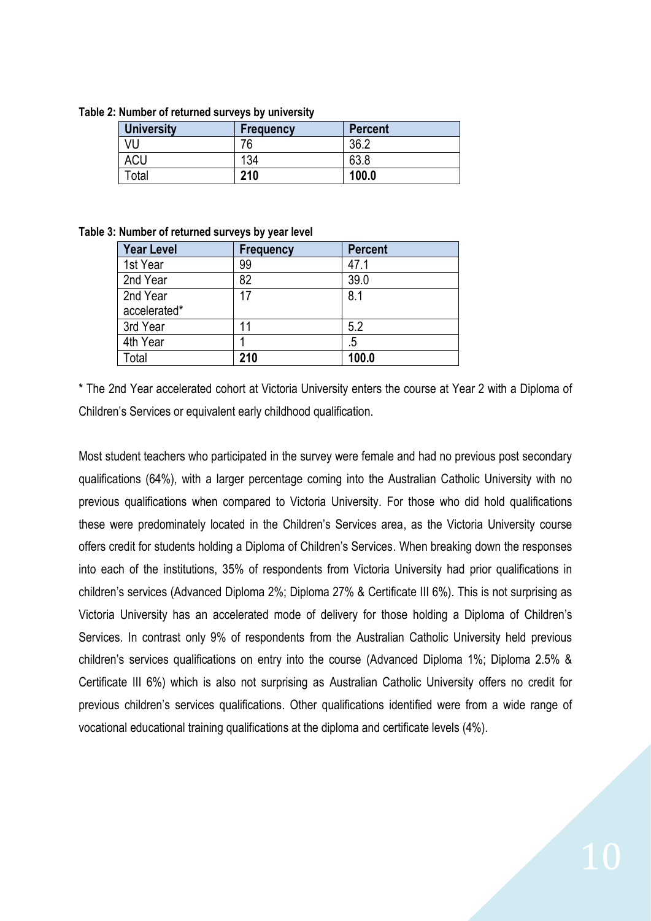**Table 2: Number of returned surveys by university**

| University | Frequency | Percent |
|---|---|---|
| VU | 76 | 36.2 |
| ACU | 134 | 63.8 |
| Total | **210** | **100.0** |

**Table 3: Number of returned surveys by year level**

| Year Level | Frequency | Percent |
|---|---|---|
| 1st Year | 99 | 47.1 |
| 2nd Year | 82 | 39.0 |
| 2nd Year accelerated* | 17 | 8.1 |
| 3rd Year | 11 | 5.2 |
| 4th Year | 1 | .5 |
| Total | **210** | **100.0** |

* The 2nd Year accelerated cohort at Victoria University enters the course at Year 2 with a Diploma of Children's Services or equivalent early childhood qualification.

Most student teachers who participated in the survey were female and had no previous post secondary qualifications (64%), with a larger percentage coming into the Australian Catholic University with no previous qualifications when compared to Victoria University. For those who did hold qualifications these were predominately located in the Children's Services area, as the Victoria University course offers credit for students holding a Diploma of Children's Services. When breaking down the responses into each of the institutions, 35% of respondents from Victoria University had prior qualifications in children's services (Advanced Diploma 2%; Diploma 27% & Certificate III 6%). This is not surprising as Victoria University has an accelerated mode of delivery for those holding a Diploma of Children's Services. In contrast only 9% of respondents from the Australian Catholic University held previous children's services qualifications on entry into the course (Advanced Diploma 1%; Diploma 2.5% & Certificate III 6%) which is also not surprising as Australian Catholic University offers no credit for previous children's services qualifications. Other qualifications identified were from a wide range of vocational educational training qualifications at the diploma and certificate levels (4%).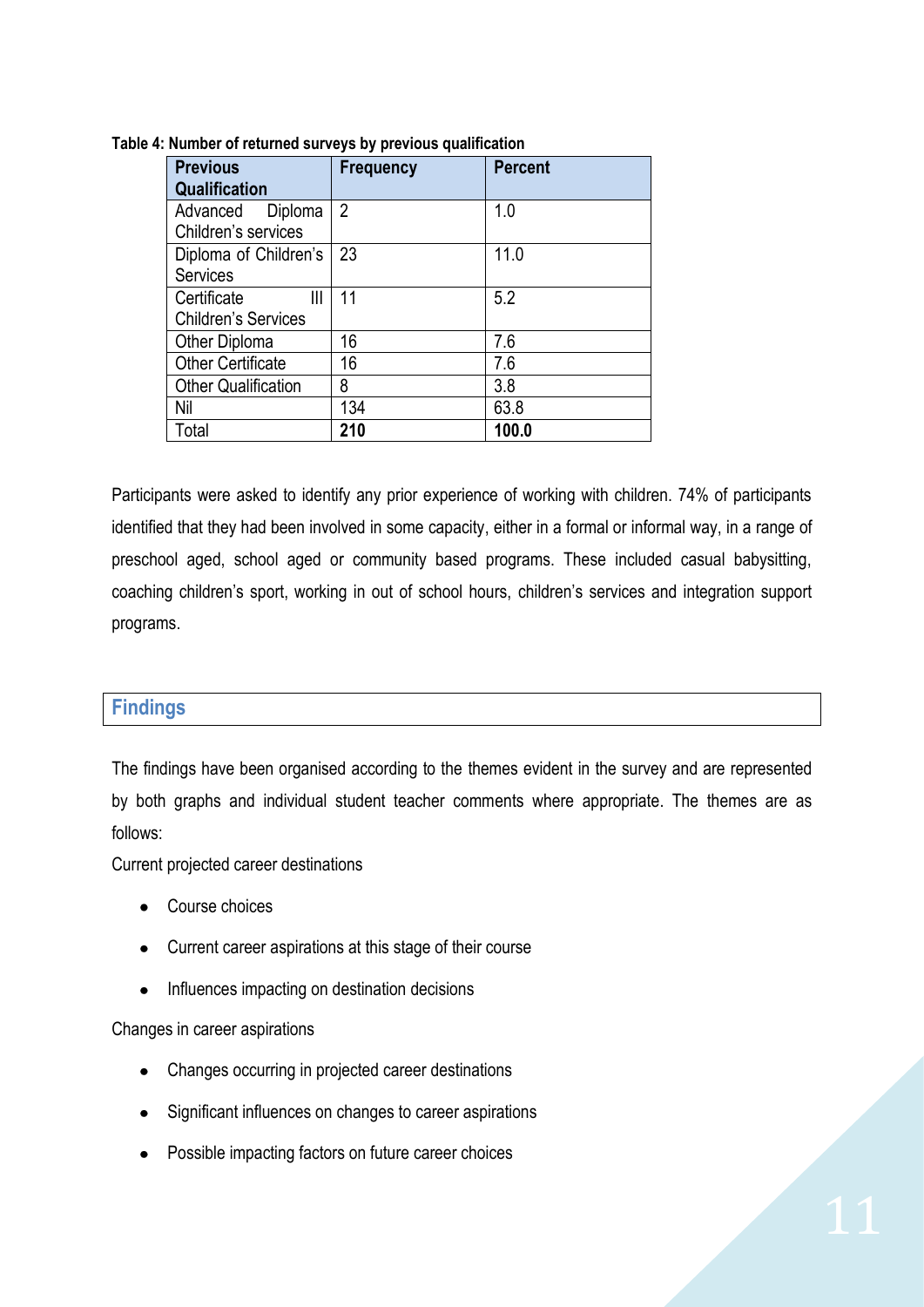**Table 4: Number of returned surveys by previous qualification**

| Previous Qualification | Frequency | Percent |
|---|---|---|
| Advanced Diploma Children's services | 2 | 1.0 |
| Diploma of Children's Services | 23 | 11.0 |
| Certificate III Children's Services | 11 | 5.2 |
| Other Diploma | 16 | 7.6 |
| Other Certificate | 16 | 7.6 |
| Other Qualification | 8 | 3.8 |
| Nil | 134 | 63.8 |
| Total | **210** | **100.0** |

Participants were asked to identify any prior experience of working with children. 74% of participants identified that they had been involved in some capacity, either in a formal or informal way, in a range of preschool aged, school aged or community based programs. These included casual babysitting, coaching children's sport, working in out of school hours, children's services and integration support programs.

## Findings

The findings have been organised according to the themes evident in the survey and are represented by both graphs and individual student teacher comments where appropriate. The themes are as follows:

Current projected career destinations

- Course choices
- Current career aspirations at this stage of their course
- Influences impacting on destination decisions

Changes in career aspirations

- Changes occurring in projected career destinations
- Significant influences on changes to career aspirations
- Possible impacting factors on future career choices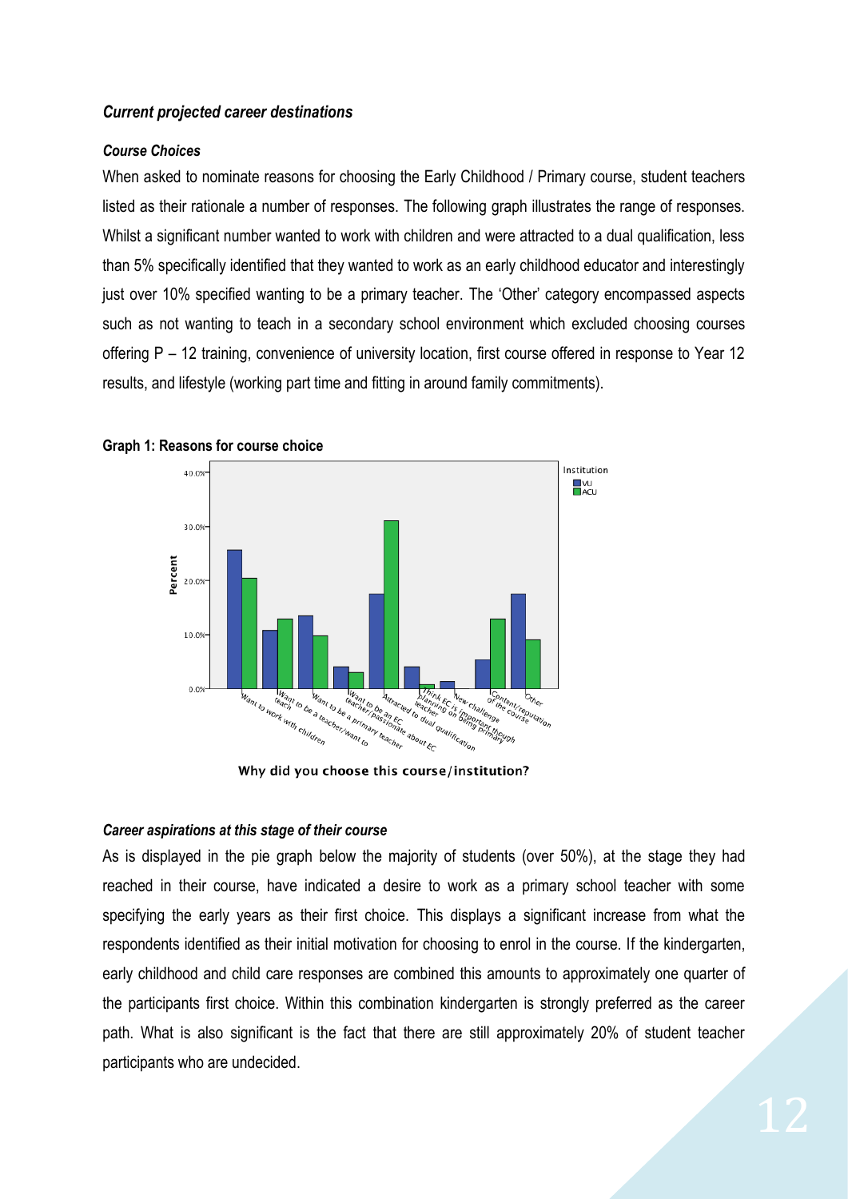### *Current projected career destinations*

#### *Course Choices*

When asked to nominate reasons for choosing the Early Childhood / Primary course, student teachers listed as their rationale a number of responses. The following graph illustrates the range of responses. Whilst a significant number wanted to work with children and were attracted to a dual qualification, less than 5% specifically identified that they wanted to work as an early childhood educator and interestingly just over 10% specified wanting to be a primary teacher. The 'Other' category encompassed aspects such as not wanting to teach in a secondary school environment which excluded choosing courses offering P – 12 training, convenience of university location, first course offered in response to Year 12 results, and lifestyle (working part time and fitting in around family commitments).

**Graph 1: Reasons for course choice**

#### *Career aspirations at this stage of their course*

As is displayed in the pie graph below the majority of students (over 50%), at the stage they had reached in their course, have indicated a desire to work as a primary school teacher with some specifying the early years as their first choice. This displays a significant increase from what the respondents identified as their initial motivation for choosing to enrol in the course. If the kindergarten, early childhood and child care responses are combined this amounts to approximately one quarter of the participants first choice. Within this combination kindergarten is strongly preferred as the career path. What is also significant is the fact that there are still approximately 20% of student teacher participants who are undecided.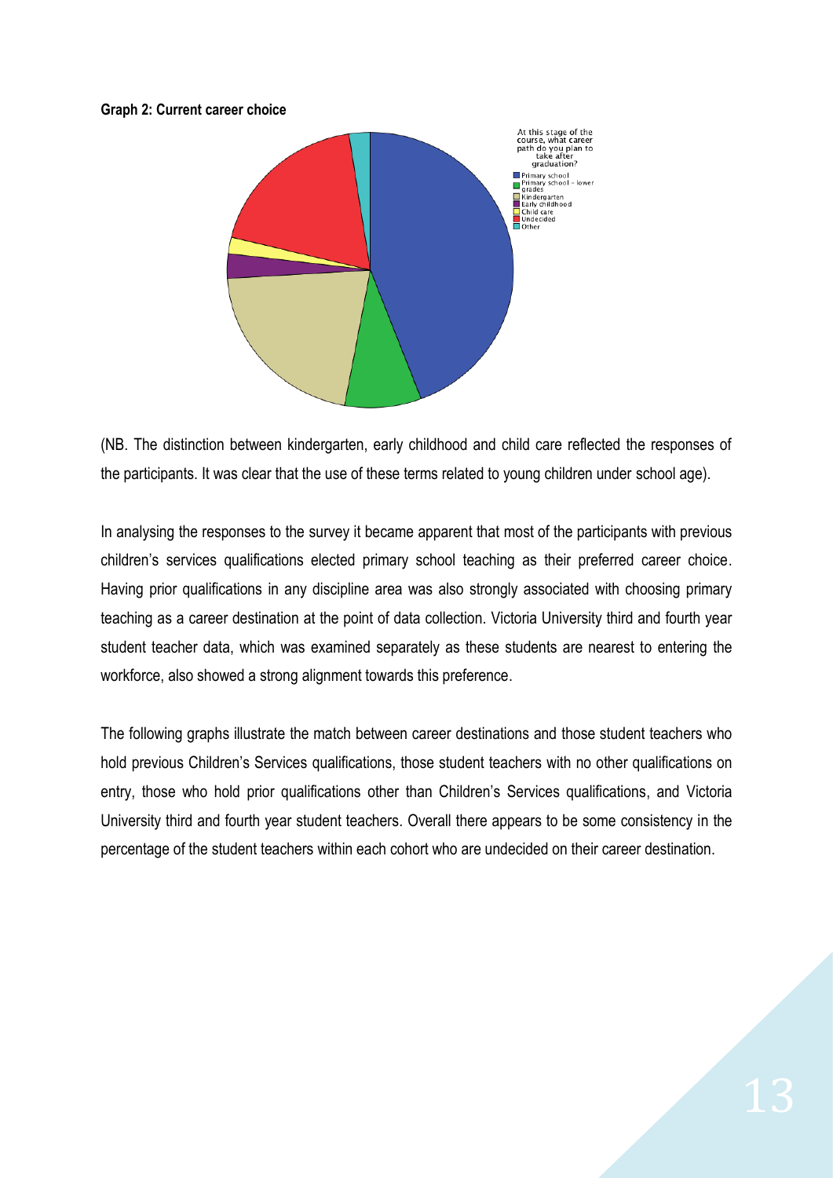**Graph 2: Current career choice**

At this stage of the course, what career path do you plan to take after graduation?

- Primary school
- Primary school - lower grades
- Kindergarten
- Early childhood
- Child care
- Undecided
- Other

(NB. The distinction between kindergarten, early childhood and child care reflected the responses of the participants. It was clear that the use of these terms related to young children under school age).

In analysing the responses to the survey it became apparent that most of the participants with previous children's services qualifications elected primary school teaching as their preferred career choice. Having prior qualifications in any discipline area was also strongly associated with choosing primary teaching as a career destination at the point of data collection. Victoria University third and fourth year student teacher data, which was examined separately as these students are nearest to entering the workforce, also showed a strong alignment towards this preference.

The following graphs illustrate the match between career destinations and those student teachers who hold previous Children's Services qualifications, those student teachers with no other qualifications on entry, those who hold prior qualifications other than Children's Services qualifications, and Victoria University third and fourth year student teachers. Overall there appears to be some consistency in the percentage of the student teachers within each cohort who are undecided on their career destination.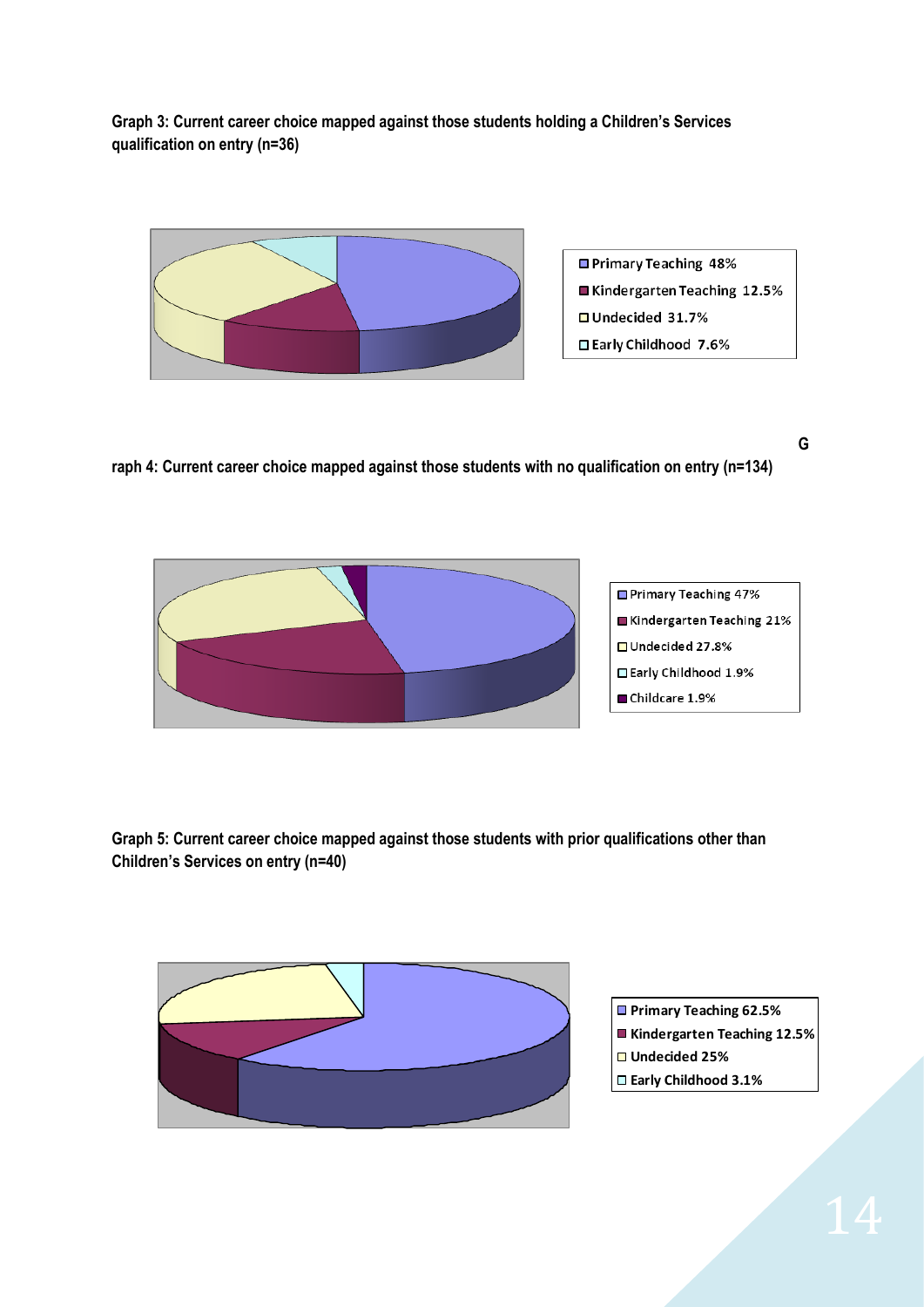Graph 3: Current career choice mapped against those students holding a Children's Services qualification on entry (n=36)

- Primary Teaching 48%
- Kindergarten Teaching 12.5%
- Undecided 31.7%
- Early Childhood 7.6%

G

raph 4: Current career choice mapped against those students with no qualification on entry (n=134)

- Primary Teaching 47%
- Kindergarten Teaching 21%
- Undecided 27.8%
- Early Childhood 1.9%
- Childcare 1.9%

Graph 5: Current career choice mapped against those students with prior qualifications other than Children's Services on entry (n=40)

- Primary Teaching 62.5%
- Kindergarten Teaching 12.5%
- Undecided 25%
- Early Childhood 3.1%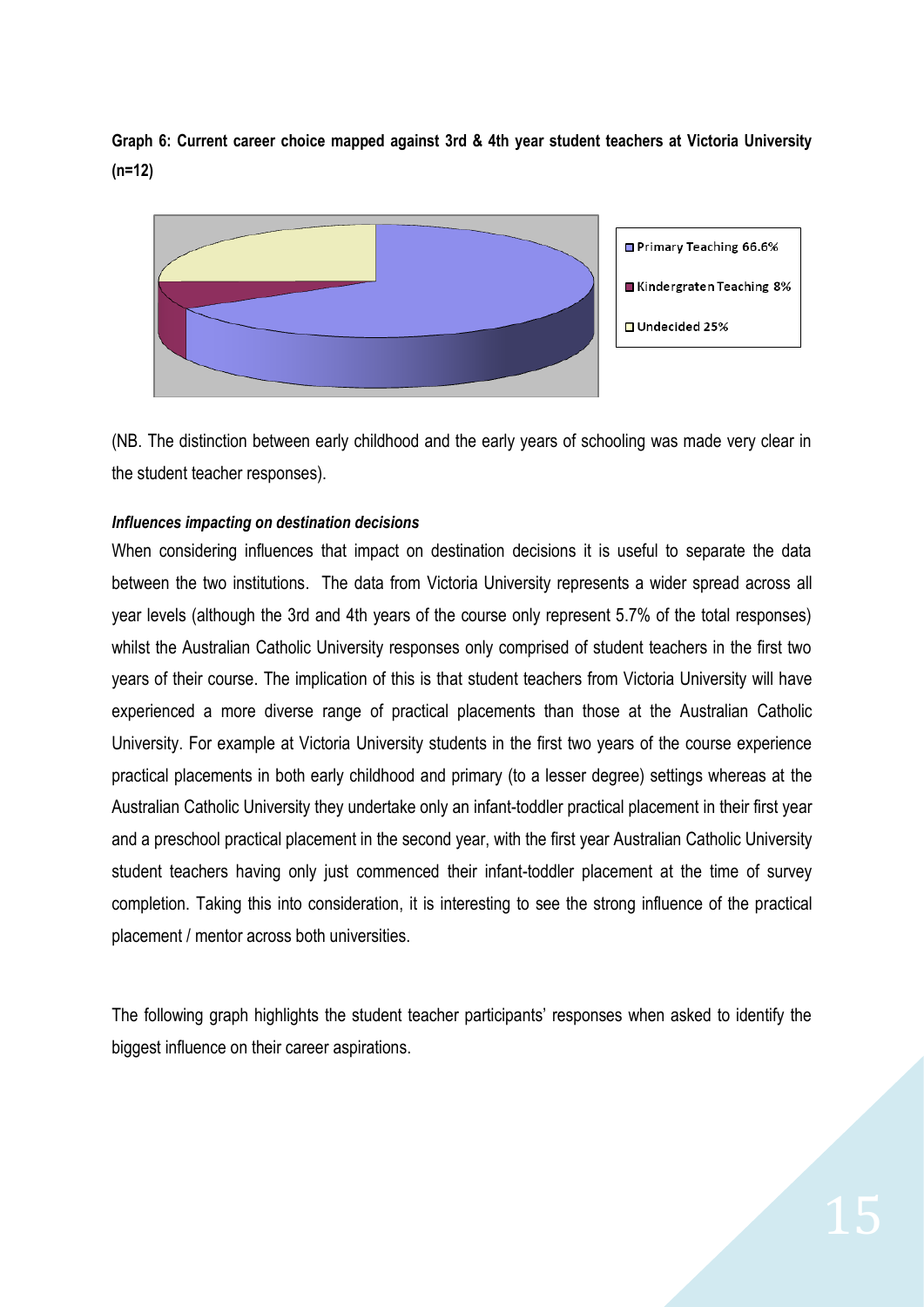**Graph 6: Current career choice mapped against 3rd & 4th year student teachers at Victoria University (n=12)**

Primary Teaching 66.6%

Kindergraten Teaching 8%

Undecided 25%

(NB. The distinction between early childhood and the early years of schooling was made very clear in the student teacher responses).

***Influences impacting on destination decisions***

When considering influences that impact on destination decisions it is useful to separate the data between the two institutions. The data from Victoria University represents a wider spread across all year levels (although the 3rd and 4th years of the course only represent 5.7% of the total responses) whilst the Australian Catholic University responses only comprised of student teachers in the first two years of their course. The implication of this is that student teachers from Victoria University will have experienced a more diverse range of practical placements than those at the Australian Catholic University. For example at Victoria University students in the first two years of the course experience practical placements in both early childhood and primary (to a lesser degree) settings whereas at the Australian Catholic University they undertake only an infant-toddler practical placement in their first year and a preschool practical placement in the second year, with the first year Australian Catholic University student teachers having only just commenced their infant-toddler placement at the time of survey completion. Taking this into consideration, it is interesting to see the strong influence of the practical placement / mentor across both universities.

The following graph highlights the student teacher participants' responses when asked to identify the biggest influence on their career aspirations.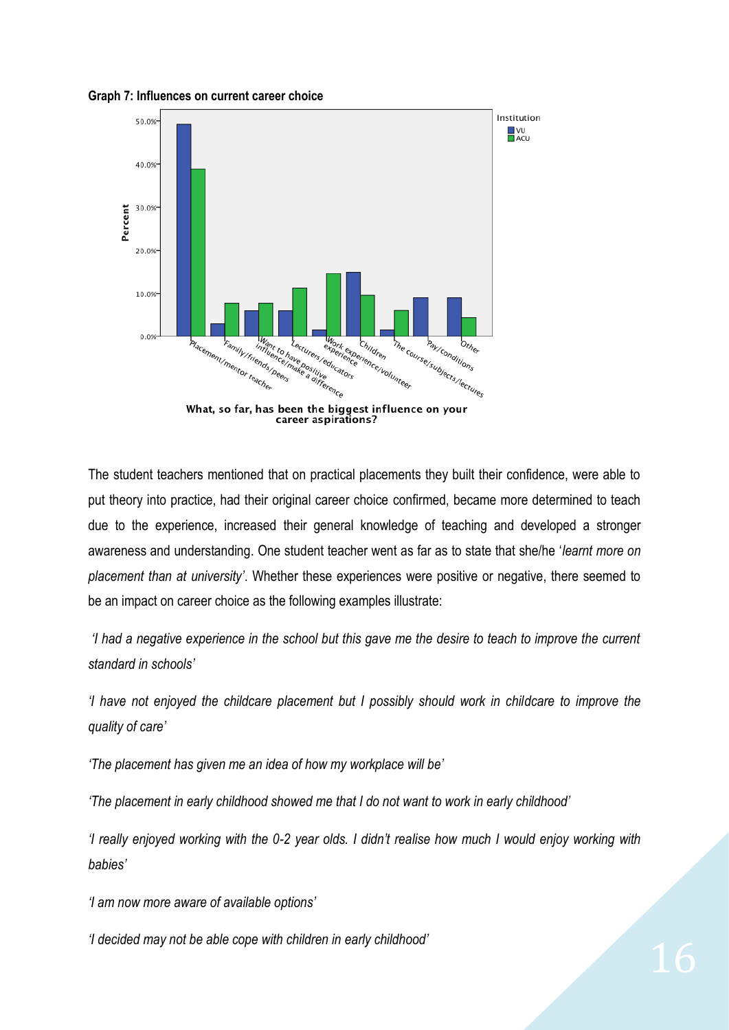**Graph 7: Influences on current career choice**

The student teachers mentioned that on practical placements they built their confidence, were able to put theory into practice, had their original career choice confirmed, became more determined to teach due to the experience, increased their general knowledge of teaching and developed a stronger awareness and understanding. One student teacher went as far as to state that she/he '*learnt more on placement than at university*'. Whether these experiences were positive or negative, there seemed to be an impact on career choice as the following examples illustrate:

*'I had a negative experience in the school but this gave me the desire to teach to improve the current standard in schools'*

*'I have not enjoyed the childcare placement but I possibly should work in childcare to improve the quality of care'*

*'The placement has given me an idea of how my workplace will be'*

*'The placement in early childhood showed me that I do not want to work in early childhood'*

*'I really enjoyed working with the 0-2 year olds. I didn't realise how much I would enjoy working with babies'*

*'I am now more aware of available options'*

*'I decided may not be able cope with children in early childhood'*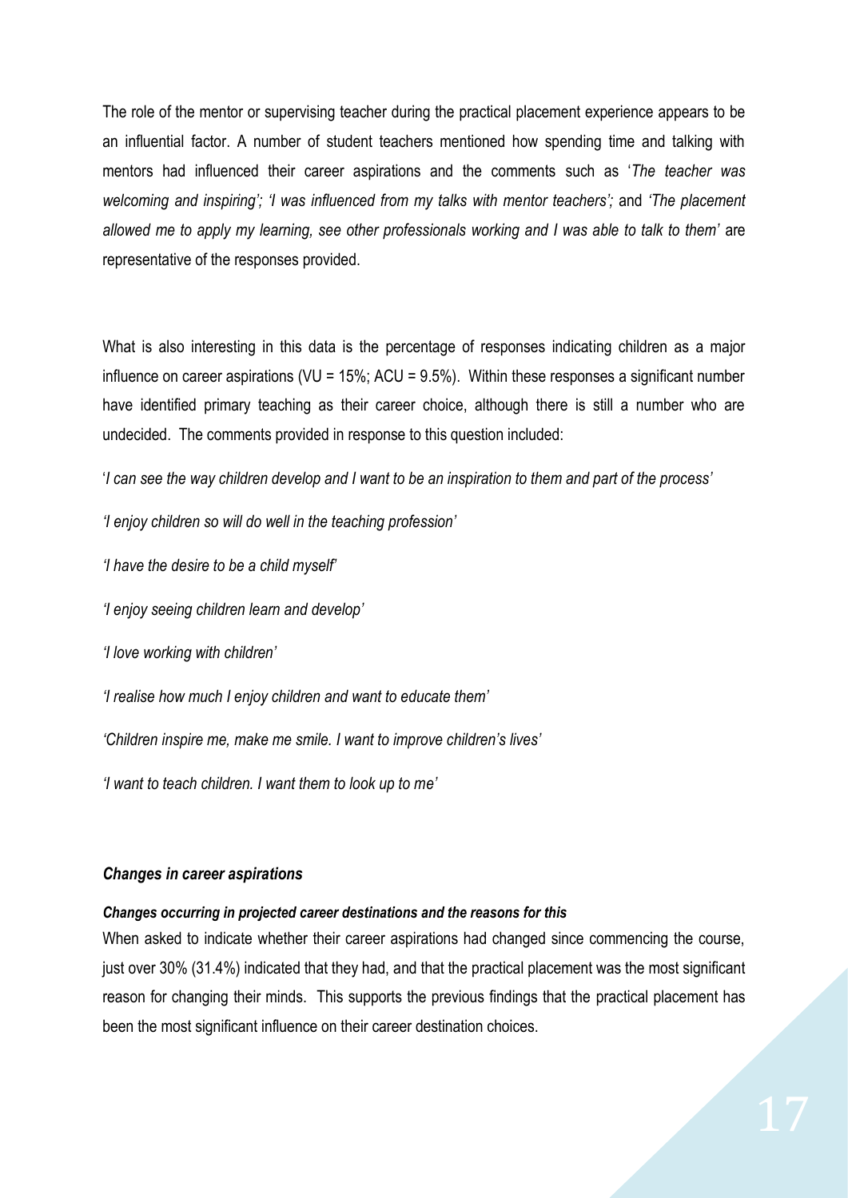The role of the mentor or supervising teacher during the practical placement experience appears to be an influential factor. A number of student teachers mentioned how spending time and talking with mentors had influenced their career aspirations and the comments such as '*The teacher was welcoming and inspiring'; 'I was influenced from my talks with mentor teachers';* and *'The placement allowed me to apply my learning, see other professionals working and I was able to talk to them'* are representative of the responses provided.

What is also interesting in this data is the percentage of responses indicating children as a major influence on career aspirations (VU = 15%; ACU = 9.5%). Within these responses a significant number have identified primary teaching as their career choice, although there is still a number who are undecided. The comments provided in response to this question included:

*'I can see the way children develop and I want to be an inspiration to them and part of the process'*

*'I enjoy children so will do well in the teaching profession'*

*'I have the desire to be a child myself'*

*'I enjoy seeing children learn and develop'*

*'I love working with children'*

*'I realise how much I enjoy children and want to educate them'*

*'Children inspire me, make me smile. I want to improve children's lives'*

*'I want to teach children. I want them to look up to me'*

### *Changes in career aspirations*

#### *Changes occurring in projected career destinations and the reasons for this*

When asked to indicate whether their career aspirations had changed since commencing the course, just over 30% (31.4%) indicated that they had, and that the practical placement was the most significant reason for changing their minds. This supports the previous findings that the practical placement has been the most significant influence on their career destination choices.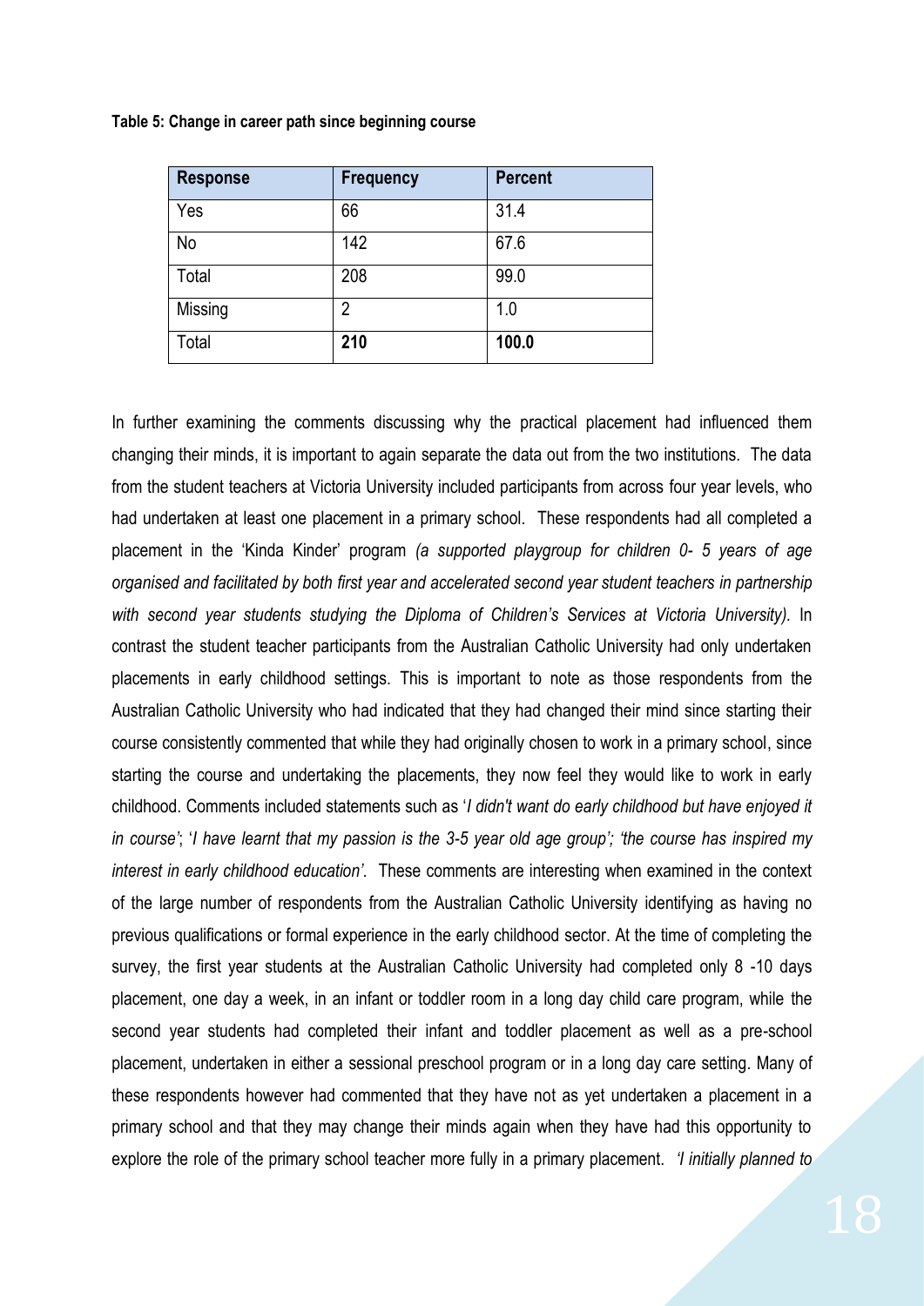**Table 5: Change in career path since beginning course**

| Response | Frequency | Percent |
|---|---|---|
| Yes | 66 | 31.4 |
| No | 142 | 67.6 |
| Total | 208 | 99.0 |
| Missing | 2 | 1.0 |
| Total | **210** | **100.0** |

In further examining the comments discussing why the practical placement had influenced them changing their minds, it is important to again separate the data out from the two institutions. The data from the student teachers at Victoria University included participants from across four year levels, who had undertaken at least one placement in a primary school. These respondents had all completed a placement in the 'Kinda Kinder' program *(a supported playgroup for children 0- 5 years of age organised and facilitated by both first year and accelerated second year student teachers in partnership with second year students studying the Diploma of Children's Services at Victoria University).* In contrast the student teacher participants from the Australian Catholic University had only undertaken placements in early childhood settings. This is important to note as those respondents from the Australian Catholic University who had indicated that they had changed their mind since starting their course consistently commented that while they had originally chosen to work in a primary school, since starting the course and undertaking the placements, they now feel they would like to work in early childhood. Comments included statements such as '*I didn't want do early childhood but have enjoyed it in course*'; '*I have learnt that my passion is the 3-5 year old age group'; 'the course has inspired my interest in early childhood education'.* These comments are interesting when examined in the context of the large number of respondents from the Australian Catholic University identifying as having no previous qualifications or formal experience in the early childhood sector. At the time of completing the survey, the first year students at the Australian Catholic University had completed only 8 -10 days placement, one day a week, in an infant or toddler room in a long day child care program, while the second year students had completed their infant and toddler placement as well as a pre-school placement, undertaken in either a sessional preschool program or in a long day care setting. Many of these respondents however had commented that they have not as yet undertaken a placement in a primary school and that they may change their minds again when they have had this opportunity to explore the role of the primary school teacher more fully in a primary placement. *'I initially planned to*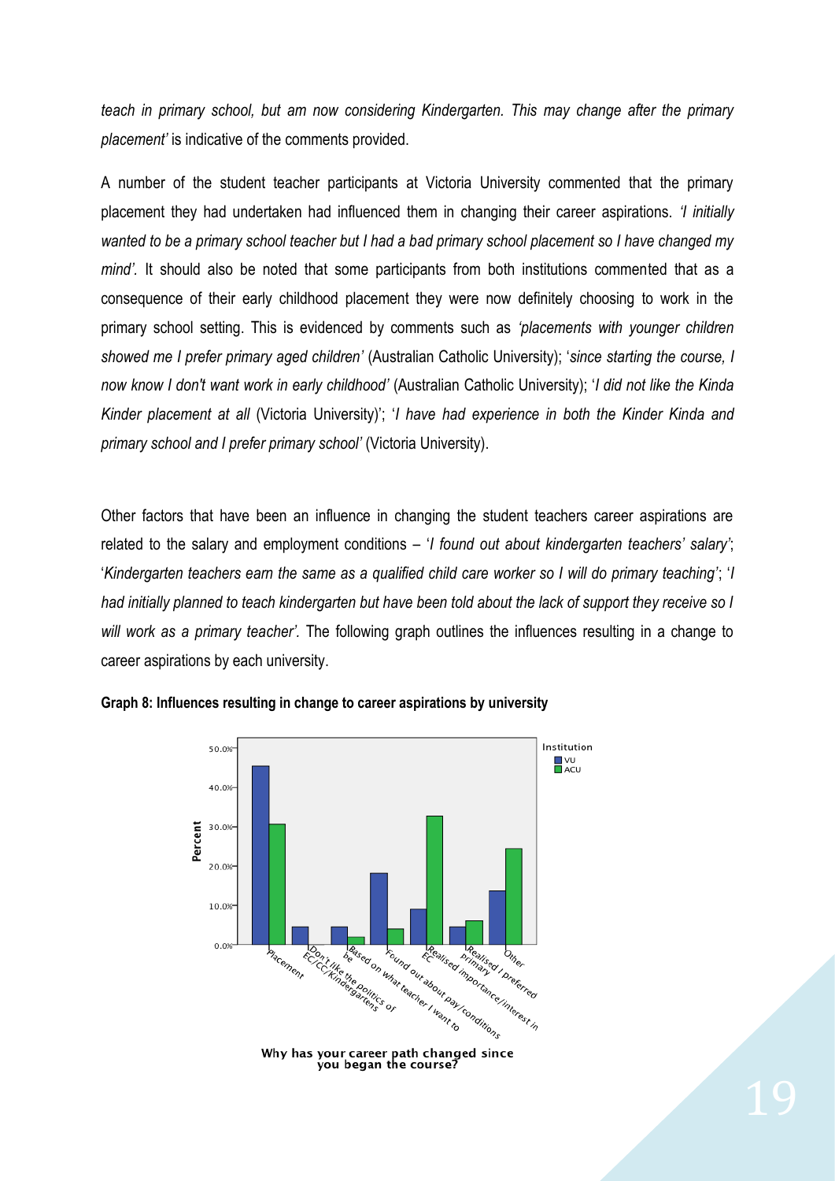*teach in primary school, but am now considering Kindergarten. This may change after the primary placement'* is indicative of the comments provided.

A number of the student teacher participants at Victoria University commented that the primary placement they had undertaken had influenced them in changing their career aspirations. *'I initially wanted to be a primary school teacher but I had a bad primary school placement so I have changed my mind'*. It should also be noted that some participants from both institutions commented that as a consequence of their early childhood placement they were now definitely choosing to work in the primary school setting. This is evidenced by comments such as *'placements with younger children showed me I prefer primary aged children'* (Australian Catholic University); '*since starting the course, I now know I don't want work in early childhood'* (Australian Catholic University); '*I did not like the Kinda Kinder placement at all* (Victoria University)'; '*I have had experience in both the Kinder Kinda and primary school and I prefer primary school'* (Victoria University).

Other factors that have been an influence in changing the student teachers career aspirations are related to the salary and employment conditions – '*I found out about kindergarten teachers' salary'*; '*Kindergarten teachers earn the same as a qualified child care worker so I will do primary teaching'*; '*I had initially planned to teach kindergarten but have been told about the lack of support they receive so I will work as a primary teacher'.* The following graph outlines the influences resulting in a change to career aspirations by each university.

**Graph 8: Influences resulting in change to career aspirations by university**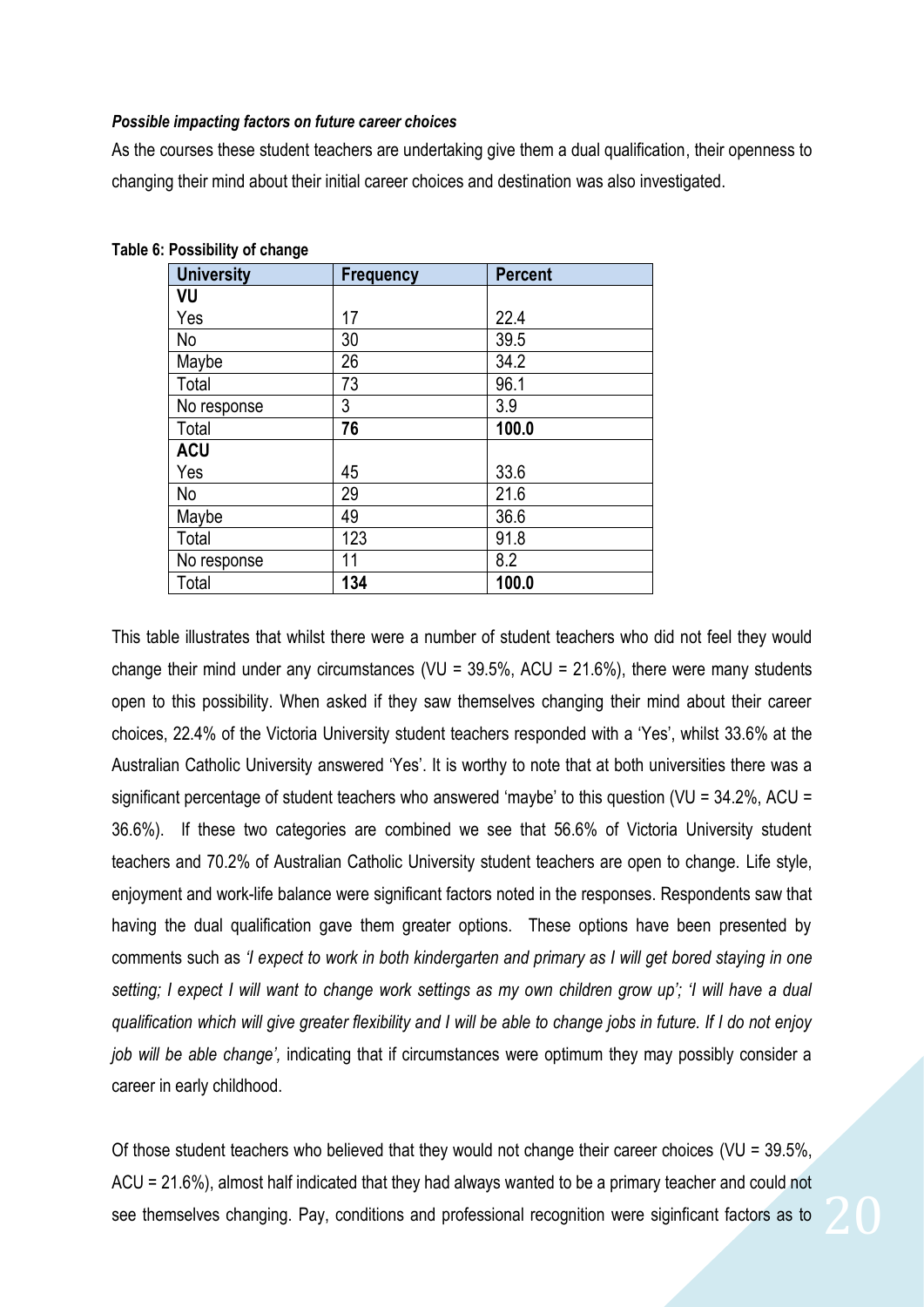***Possible impacting factors on future career choices***

As the courses these student teachers are undertaking give them a dual qualification, their openness to changing their mind about their initial career choices and destination was also investigated.

**Table 6: Possibility of change**

| University | Frequency | Percent |
|---|---|---|
| **VU** | | |
| Yes | 17 | 22.4 |
| No | 30 | 39.5 |
| Maybe | 26 | 34.2 |
| Total | 73 | 96.1 |
| No response | 3 | 3.9 |
| Total | **76** | **100.0** |
| **ACU** | | |
| Yes | 45 | 33.6 |
| No | 29 | 21.6 |
| Maybe | 49 | 36.6 |
| Total | 123 | 91.8 |
| No response | 11 | 8.2 |
| Total | **134** | **100.0** |

This table illustrates that whilst there were a number of student teachers who did not feel they would change their mind under any circumstances (VU = 39.5%, ACU = 21.6%), there were many students open to this possibility. When asked if they saw themselves changing their mind about their career choices, 22.4% of the Victoria University student teachers responded with a 'Yes', whilst 33.6% at the Australian Catholic University answered 'Yes'. It is worthy to note that at both universities there was a significant percentage of student teachers who answered 'maybe' to this question (VU = 34.2%, ACU = 36.6%). If these two categories are combined we see that 56.6% of Victoria University student teachers and 70.2% of Australian Catholic University student teachers are open to change. Life style, enjoyment and work-life balance were significant factors noted in the responses. Respondents saw that having the dual qualification gave them greater options. These options have been presented by comments such as *'I expect to work in both kindergarten and primary as I will get bored staying in one setting; I expect I will want to change work settings as my own children grow up'; 'I will have a dual qualification which will give greater flexibility and I will be able to change jobs in future. If I do not enjoy job will be able change',* indicating that if circumstances were optimum they may possibly consider a career in early childhood.

Of those student teachers who believed that they would not change their career choices (VU = 39.5%, ACU = 21.6%), almost half indicated that they had always wanted to be a primary teacher and could not see themselves changing. Pay, conditions and professional recognition were siginficant factors as to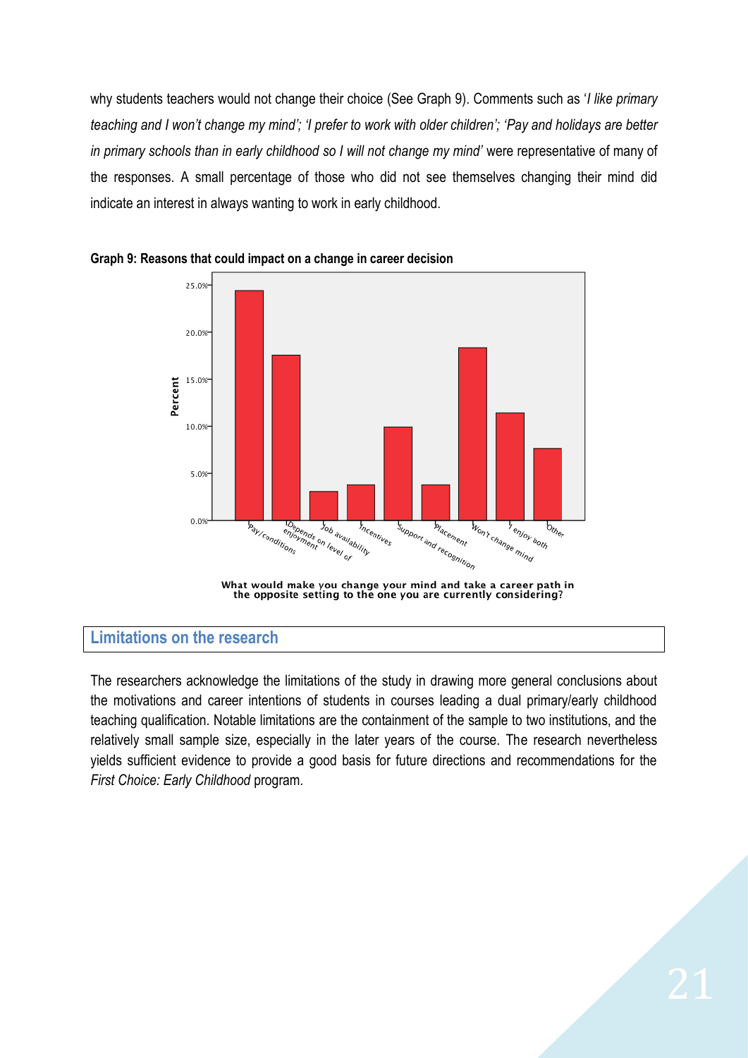why students teachers would not change their choice (See Graph 9). Comments such as '*I like primary teaching and I won't change my mind'; 'I prefer to work with older children'; 'Pay and holidays are better in primary schools than in early childhood so I will not change my mind'* were representative of many of the responses. A small percentage of those who did not see themselves changing their mind did indicate an interest in always wanting to work in early childhood.

**Graph 9: Reasons that could impact on a change in career decision**

## Limitations on the research

The researchers acknowledge the limitations of the study in drawing more general conclusions about the motivations and career intentions of students in courses leading a dual primary/early childhood teaching qualification. Notable limitations are the containment of the sample to two institutions, and the relatively small sample size, especially in the later years of the course. The research nevertheless yields sufficient evidence to provide a good basis for future directions and recommendations for the *First Choice: Early Childhood* program.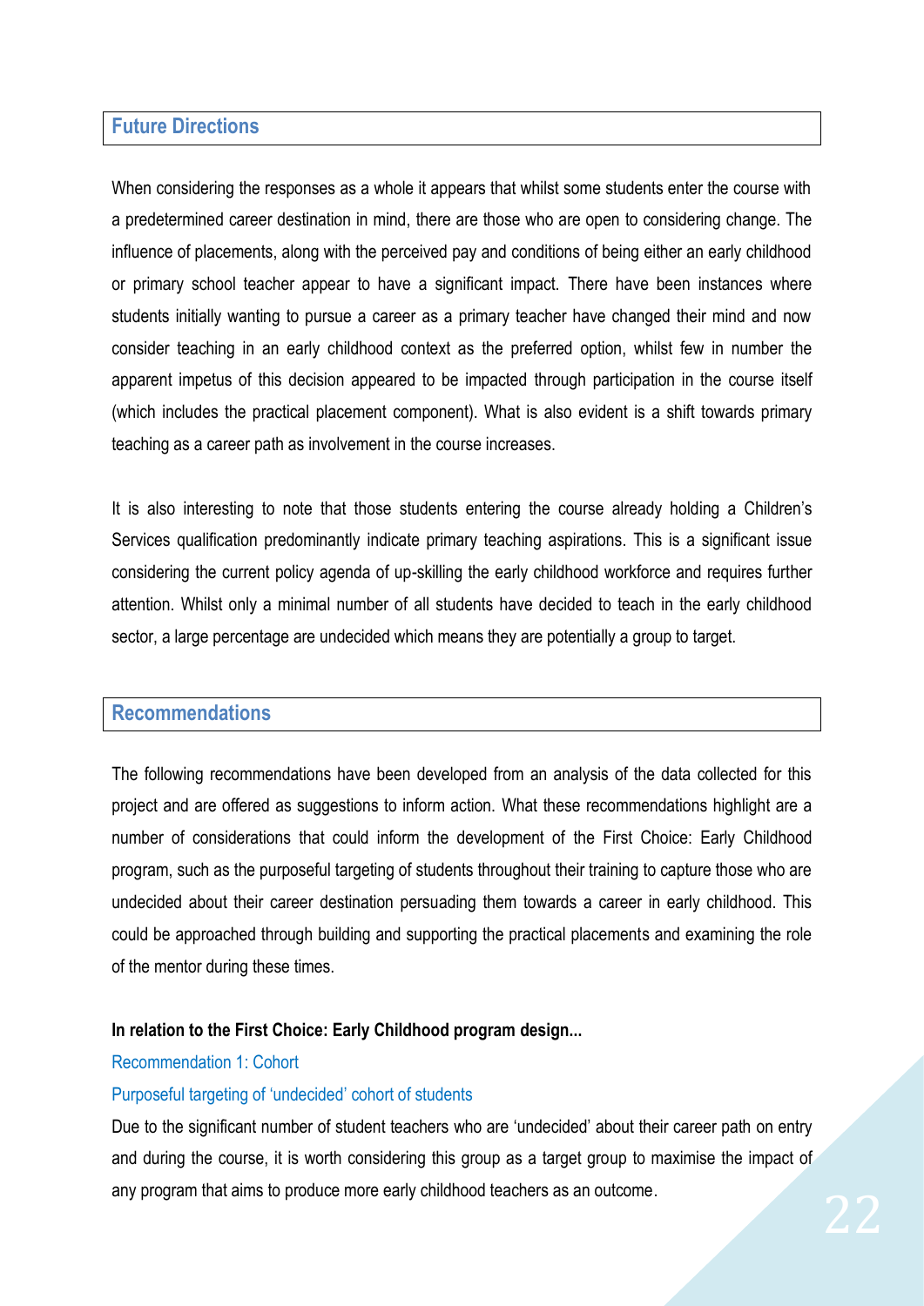## Future Directions

When considering the responses as a whole it appears that whilst some students enter the course with a predetermined career destination in mind, there are those who are open to considering change. The influence of placements, along with the perceived pay and conditions of being either an early childhood or primary school teacher appear to have a significant impact. There have been instances where students initially wanting to pursue a career as a primary teacher have changed their mind and now consider teaching in an early childhood context as the preferred option, whilst few in number the apparent impetus of this decision appeared to be impacted through participation in the course itself (which includes the practical placement component). What is also evident is a shift towards primary teaching as a career path as involvement in the course increases.

It is also interesting to note that those students entering the course already holding a Children's Services qualification predominantly indicate primary teaching aspirations. This is a significant issue considering the current policy agenda of up-skilling the early childhood workforce and requires further attention. Whilst only a minimal number of all students have decided to teach in the early childhood sector, a large percentage are undecided which means they are potentially a group to target.

## Recommendations

The following recommendations have been developed from an analysis of the data collected for this project and are offered as suggestions to inform action. What these recommendations highlight are a number of considerations that could inform the development of the First Choice: Early Childhood program, such as the purposeful targeting of students throughout their training to capture those who are undecided about their career destination persuading them towards a career in early childhood. This could be approached through building and supporting the practical placements and examining the role of the mentor during these times.

**In relation to the First Choice: Early Childhood program design...**

### Recommendation 1: Cohort

#### Purposeful targeting of 'undecided' cohort of students

Due to the significant number of student teachers who are 'undecided' about their career path on entry and during the course, it is worth considering this group as a target group to maximise the impact of any program that aims to produce more early childhood teachers as an outcome.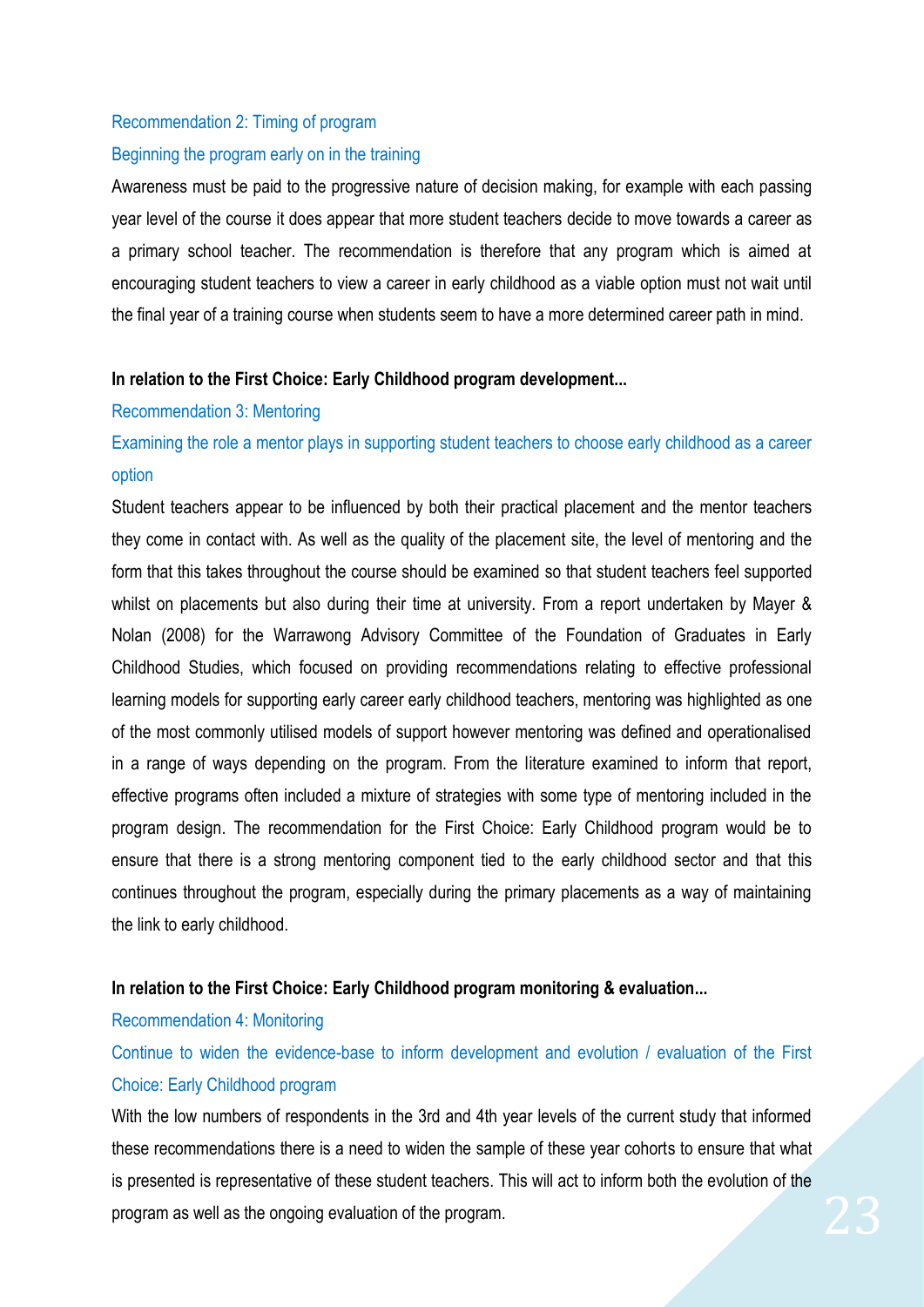### Recommendation 2: Timing of program

#### Beginning the program early on in the training

Awareness must be paid to the progressive nature of decision making, for example with each passing year level of the course it does appear that more student teachers decide to move towards a career as a primary school teacher. The recommendation is therefore that any program which is aimed at encouraging student teachers to view a career in early childhood as a viable option must not wait until the final year of a training course when students seem to have a more determined career path in mind.

**In relation to the First Choice: Early Childhood program development...**

### Recommendation 3: Mentoring

#### Examining the role a mentor plays in supporting student teachers to choose early childhood as a career option

Student teachers appear to be influenced by both their practical placement and the mentor teachers they come in contact with. As well as the quality of the placement site, the level of mentoring and the form that this takes throughout the course should be examined so that student teachers feel supported whilst on placements but also during their time at university. From a report undertaken by Mayer & Nolan (2008) for the Warrawong Advisory Committee of the Foundation of Graduates in Early Childhood Studies, which focused on providing recommendations relating to effective professional learning models for supporting early career early childhood teachers, mentoring was highlighted as one of the most commonly utilised models of support however mentoring was defined and operationalised in a range of ways depending on the program. From the literature examined to inform that report, effective programs often included a mixture of strategies with some type of mentoring included in the program design. The recommendation for the First Choice: Early Childhood program would be to ensure that there is a strong mentoring component tied to the early childhood sector and that this continues throughout the program, especially during the primary placements as a way of maintaining the link to early childhood.

**In relation to the First Choice: Early Childhood program monitoring & evaluation...**

### Recommendation 4: Monitoring

#### Continue to widen the evidence-base to inform development and evolution / evaluation of the First Choice: Early Childhood program

With the low numbers of respondents in the 3rd and 4th year levels of the current study that informed these recommendations there is a need to widen the sample of these year cohorts to ensure that what is presented is representative of these student teachers. This will act to inform both the evolution of the program as well as the ongoing evaluation of the program.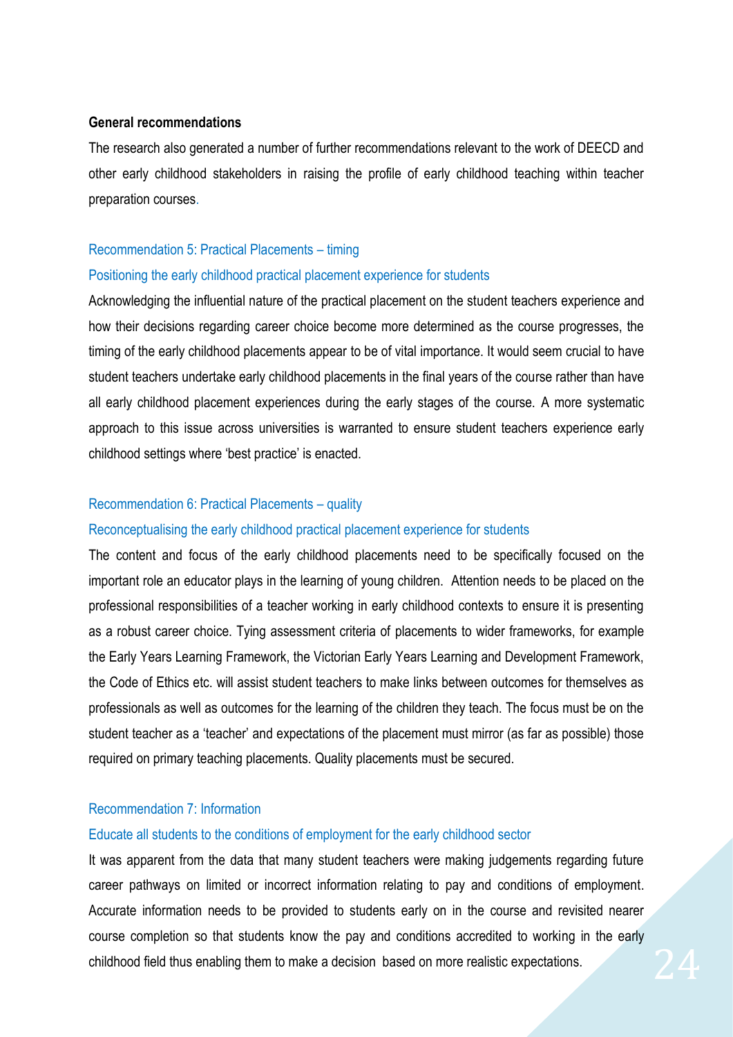**General recommendations**

The research also generated a number of further recommendations relevant to the work of DEECD and other early childhood stakeholders in raising the profile of early childhood teaching within teacher preparation courses.

### Recommendation 5: Practical Placements – timing

#### Positioning the early childhood practical placement experience for students

Acknowledging the influential nature of the practical placement on the student teachers experience and how their decisions regarding career choice become more determined as the course progresses, the timing of the early childhood placements appear to be of vital importance. It would seem crucial to have student teachers undertake early childhood placements in the final years of the course rather than have all early childhood placement experiences during the early stages of the course. A more systematic approach to this issue across universities is warranted to ensure student teachers experience early childhood settings where 'best practice' is enacted.

### Recommendation 6: Practical Placements – quality

#### Reconceptualising the early childhood practical placement experience for students

The content and focus of the early childhood placements need to be specifically focused on the important role an educator plays in the learning of young children. Attention needs to be placed on the professional responsibilities of a teacher working in early childhood contexts to ensure it is presenting as a robust career choice. Tying assessment criteria of placements to wider frameworks, for example the Early Years Learning Framework, the Victorian Early Years Learning and Development Framework, the Code of Ethics etc. will assist student teachers to make links between outcomes for themselves as professionals as well as outcomes for the learning of the children they teach. The focus must be on the student teacher as a 'teacher' and expectations of the placement must mirror (as far as possible) those required on primary teaching placements. Quality placements must be secured.

### Recommendation 7: Information

#### Educate all students to the conditions of employment for the early childhood sector

It was apparent from the data that many student teachers were making judgements regarding future career pathways on limited or incorrect information relating to pay and conditions of employment. Accurate information needs to be provided to students early on in the course and revisited nearer course completion so that students know the pay and conditions accredited to working in the early childhood field thus enabling them to make a decision based on more realistic expectations.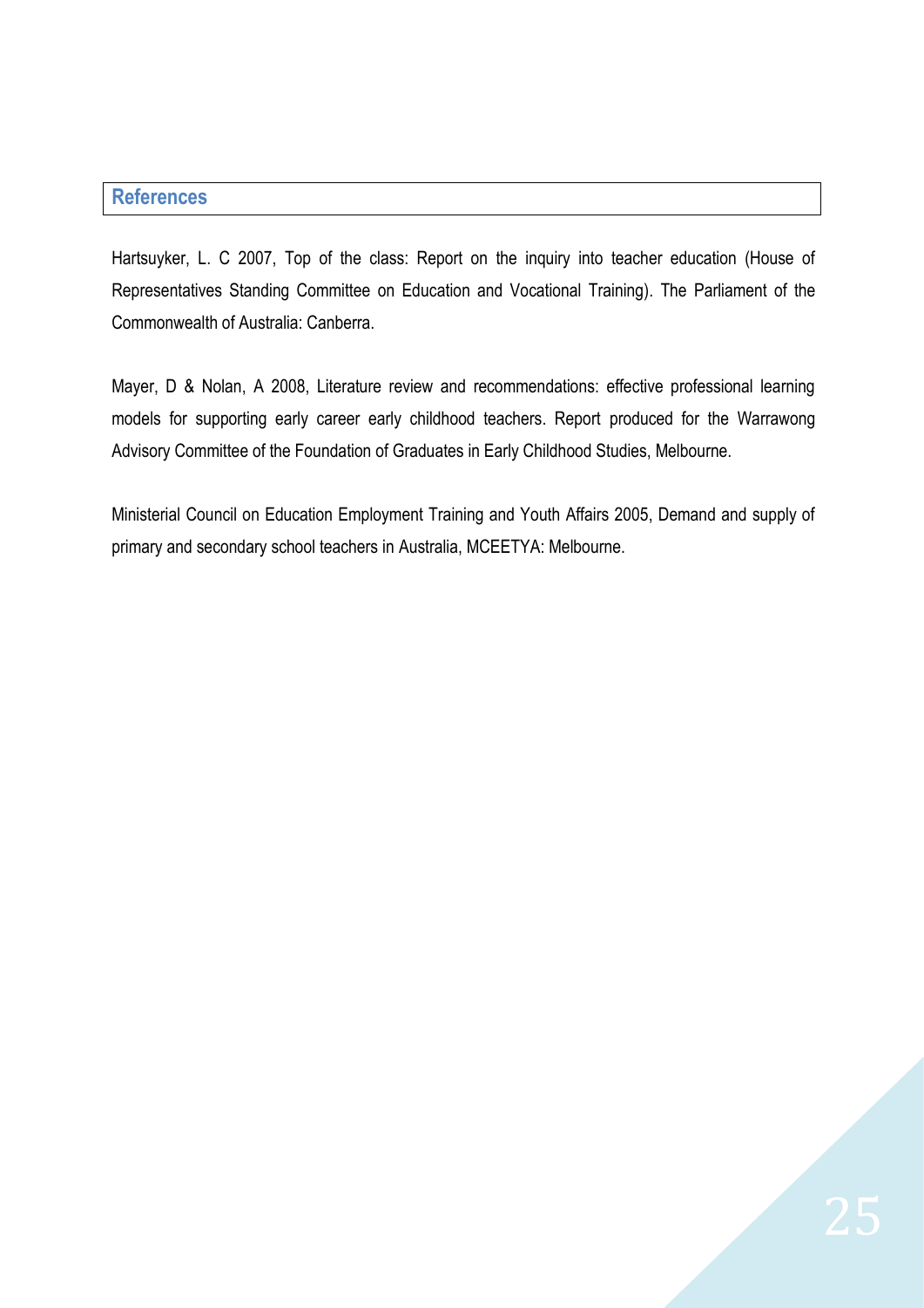## References

Hartsuyker, L. C 2007, Top of the class: Report on the inquiry into teacher education (House of Representatives Standing Committee on Education and Vocational Training). The Parliament of the Commonwealth of Australia: Canberra.

Mayer, D & Nolan, A 2008, Literature review and recommendations: effective professional learning models for supporting early career early childhood teachers. Report produced for the Warrawong Advisory Committee of the Foundation of Graduates in Early Childhood Studies, Melbourne.

Ministerial Council on Education Employment Training and Youth Affairs 2005, Demand and supply of primary and secondary school teachers in Australia, MCEETYA: Melbourne.